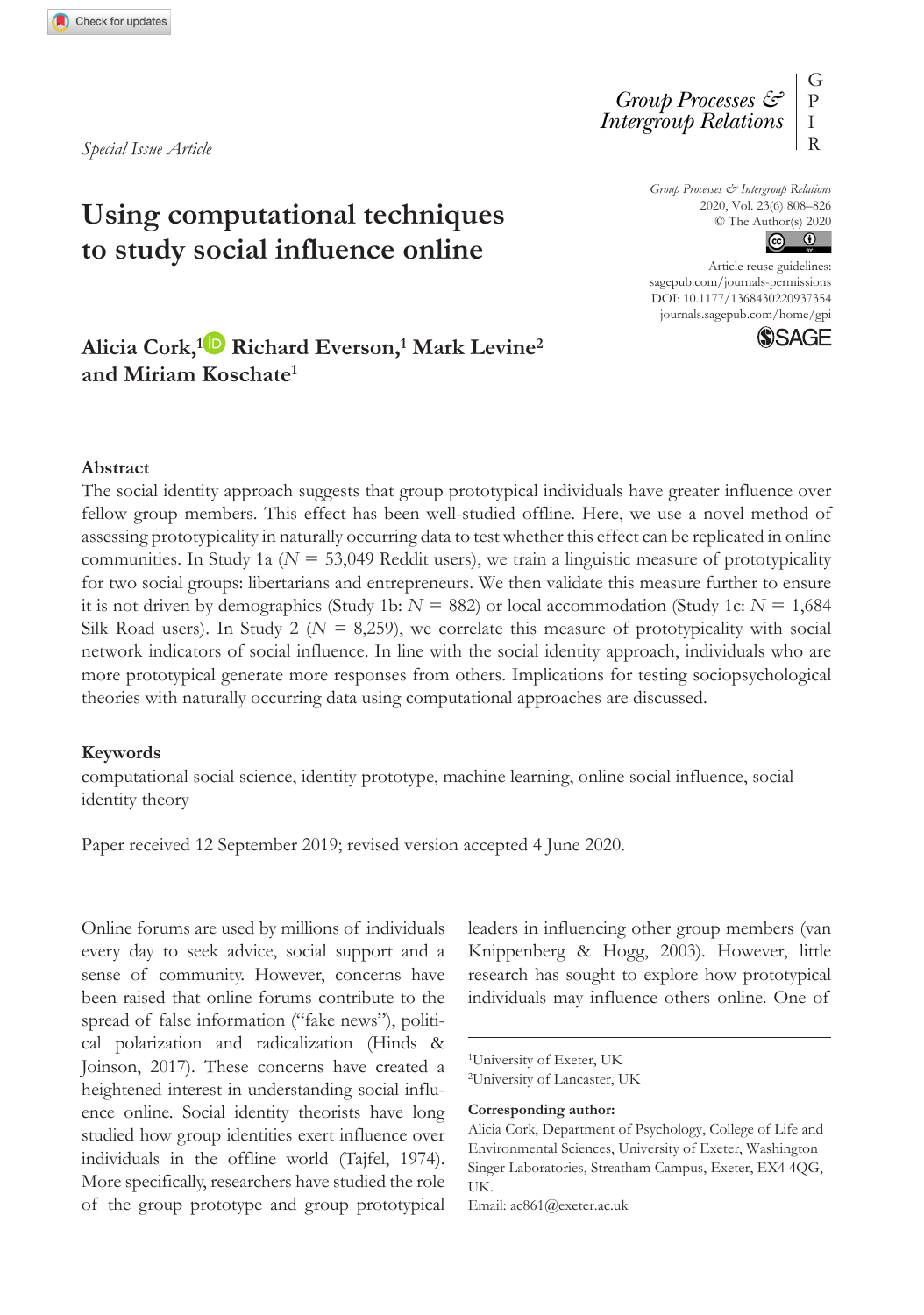*Special Issue Article*

# Using computational techniques to study social influence online

**Alicia Cork,[1] Richard Everson,[1] Mark Levine[2] and Miriam Koschate[1]**

### Abstract

The social identity approach suggests that group prototypical individuals have greater influence over fellow group members. This effect has been well-studied offline. Here, we use a novel method of assessing prototypicality in naturally occurring data to test whether this effect can be replicated in online communities. In Study 1a ($N = 53{,}049$ Reddit users), we train a linguistic measure of prototypicality for two social groups: libertarians and entrepreneurs. We then validate this measure further to ensure it is not driven by demographics (Study 1b: $N = 882$) or local accommodation (Study 1c: $N = 1{,}684$ Silk Road users). In Study 2 ($N = 8{,}259$), we correlate this measure of prototypicality with social network indicators of social influence. In line with the social identity approach, individuals who are more prototypical generate more responses from others. Implications for testing sociopsychological theories with naturally occurring data using computational approaches are discussed.

### Keywords

computational social science, identity prototype, machine learning, online social influence, social identity theory

Paper received 12 September 2019; revised version accepted 4 June 2020.

Online forums are used by millions of individuals every day to seek advice, social support and a sense of community. However, concerns have been raised that online forums contribute to the spread of false information ("fake news"), political polarization and radicalization (Hinds & Joinson, 2017). These concerns have created a heightened interest in understanding social influence online. Social identity theorists have long studied how group identities exert influence over individuals in the offline world (Tajfel, 1974). More specifically, researchers have studied the role of the group prototype and group prototypical leaders in influencing other group members (van Knippenberg & Hogg, 2003). However, little research has sought to explore how prototypical individuals may influence others online. One of

[1]University of Exeter, UK
[2]University of Lancaster, UK

**Corresponding author:**
Alicia Cork, Department of Psychology, College of Life and Environmental Sciences, University of Exeter, Washington Singer Laboratories, Streatham Campus, Exeter, EX4 4QG, UK.
Email: ac861@exeter.ac.uk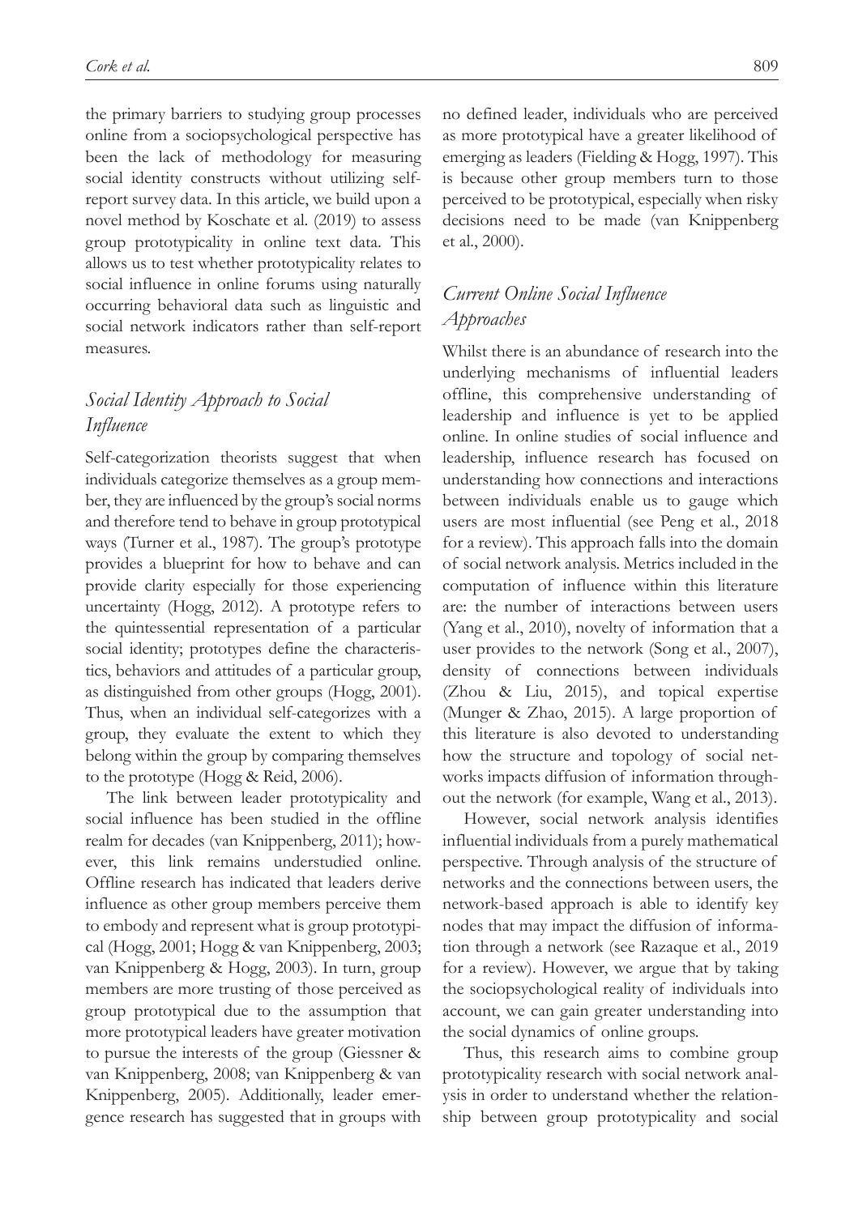the primary barriers to studying group processes online from a sociopsychological perspective has been the lack of methodology for measuring social identity constructs without utilizing self-report survey data. In this article, we build upon a novel method by Koschate et al. (2019) to assess group prototypicality in online text data. This allows us to test whether prototypicality relates to social influence in online forums using naturally occurring behavioral data such as linguistic and social network indicators rather than self-report measures.

## *Social Identity Approach to Social Influence*

Self-categorization theorists suggest that when individuals categorize themselves as a group member, they are influenced by the group's social norms and therefore tend to behave in group prototypical ways (Turner et al., 1987). The group's prototype provides a blueprint for how to behave and can provide clarity especially for those experiencing uncertainty (Hogg, 2012). A prototype refers to the quintessential representation of a particular social identity; prototypes define the characteristics, behaviors and attitudes of a particular group, as distinguished from other groups (Hogg, 2001). Thus, when an individual self-categorizes with a group, they evaluate the extent to which they belong within the group by comparing themselves to the prototype (Hogg & Reid, 2006).

The link between leader prototypicality and social influence has been studied in the offline realm for decades (van Knippenberg, 2011); however, this link remains understudied online. Offline research has indicated that leaders derive influence as other group members perceive them to embody and represent what is group prototypical (Hogg, 2001; Hogg & van Knippenberg, 2003; van Knippenberg & Hogg, 2003). In turn, group members are more trusting of those perceived as group prototypical due to the assumption that more prototypical leaders have greater motivation to pursue the interests of the group (Giessner & van Knippenberg, 2008; van Knippenberg & van Knippenberg, 2005). Additionally, leader emergence research has suggested that in groups with no defined leader, individuals who are perceived as more prototypical have a greater likelihood of emerging as leaders (Fielding & Hogg, 1997). This is because other group members turn to those perceived to be prototypical, especially when risky decisions need to be made (van Knippenberg et al., 2000).

## *Current Online Social Influence Approaches*

Whilst there is an abundance of research into the underlying mechanisms of influential leaders offline, this comprehensive understanding of leadership and influence is yet to be applied online. In online studies of social influence and leadership, influence research has focused on understanding how connections and interactions between individuals enable us to gauge which users are most influential (see Peng et al., 2018 for a review). This approach falls into the domain of social network analysis. Metrics included in the computation of influence within this literature are: the number of interactions between users (Yang et al., 2010), novelty of information that a user provides to the network (Song et al., 2007), density of connections between individuals (Zhou & Liu, 2015), and topical expertise (Munger & Zhao, 2015). A large proportion of this literature is also devoted to understanding how the structure and topology of social networks impacts diffusion of information throughout the network (for example, Wang et al., 2013).

However, social network analysis identifies influential individuals from a purely mathematical perspective. Through analysis of the structure of networks and the connections between users, the network-based approach is able to identify key nodes that may impact the diffusion of information through a network (see Razaque et al., 2019 for a review). However, we argue that by taking the sociopsychological reality of individuals into account, we can gain greater understanding into the social dynamics of online groups.

Thus, this research aims to combine group prototypicality research with social network analysis in order to understand whether the relationship between group prototypicality and social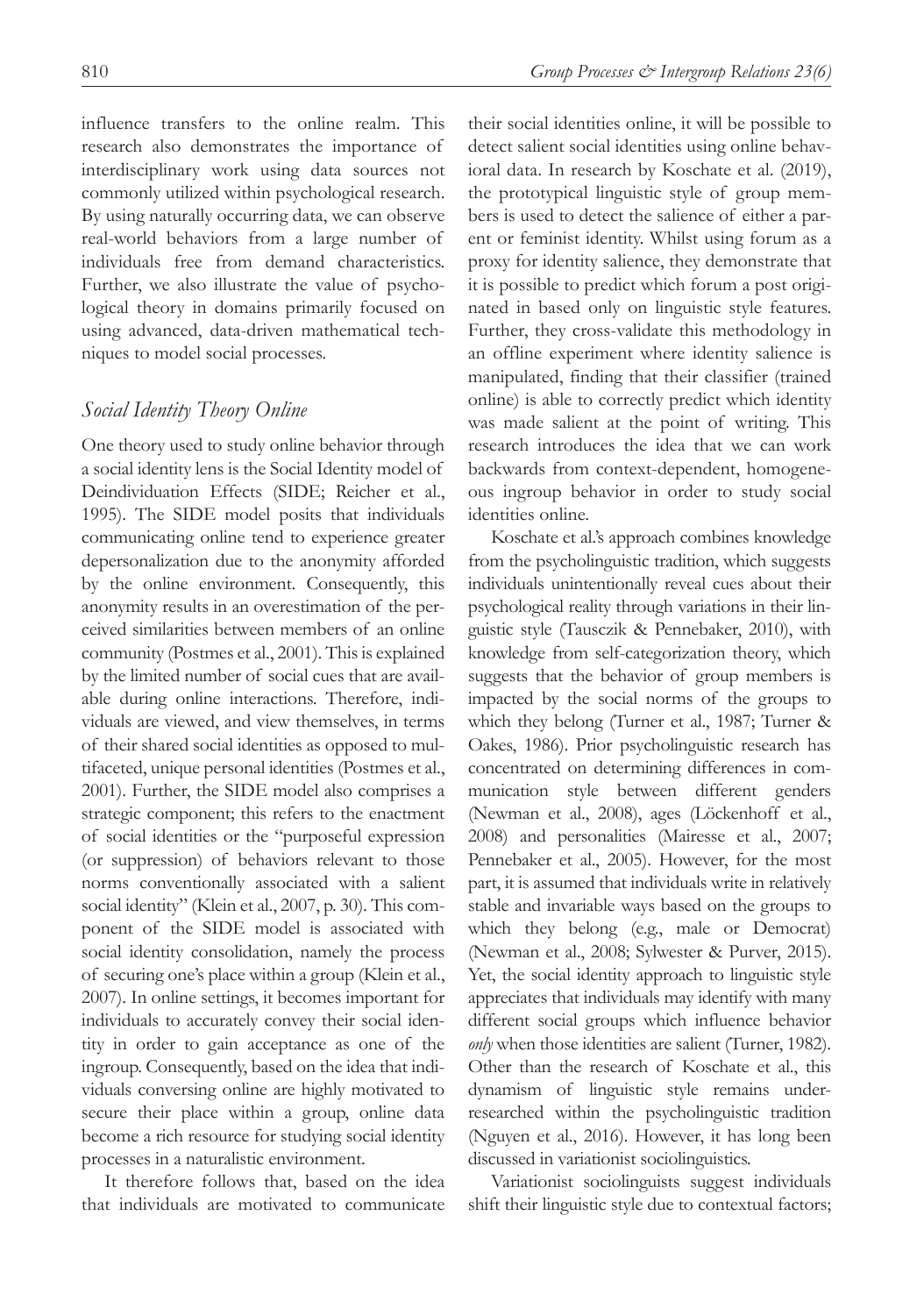influence transfers to the online realm. This research also demonstrates the importance of interdisciplinary work using data sources not commonly utilized within psychological research. By using naturally occurring data, we can observe real-world behaviors from a large number of individuals free from demand characteristics. Further, we also illustrate the value of psychological theory in domains primarily focused on using advanced, data-driven mathematical techniques to model social processes.

### *Social Identity Theory Online*

One theory used to study online behavior through a social identity lens is the Social Identity model of Deindividuation Effects (SIDE; Reicher et al., 1995). The SIDE model posits that individuals communicating online tend to experience greater depersonalization due to the anonymity afforded by the online environment. Consequently, this anonymity results in an overestimation of the perceived similarities between members of an online community (Postmes et al., 2001). This is explained by the limited number of social cues that are available during online interactions. Therefore, individuals are viewed, and view themselves, in terms of their shared social identities as opposed to multifaceted, unique personal identities (Postmes et al., 2001). Further, the SIDE model also comprises a strategic component; this refers to the enactment of social identities or the "purposeful expression (or suppression) of behaviors relevant to those norms conventionally associated with a salient social identity" (Klein et al., 2007, p. 30). This component of the SIDE model is associated with social identity consolidation, namely the process of securing one's place within a group (Klein et al., 2007). In online settings, it becomes important for individuals to accurately convey their social identity in order to gain acceptance as one of the ingroup. Consequently, based on the idea that individuals conversing online are highly motivated to secure their place within a group, online data become a rich resource for studying social identity processes in a naturalistic environment.

It therefore follows that, based on the idea that individuals are motivated to communicate their social identities online, it will be possible to detect salient social identities using online behavioral data. In research by Koschate et al. (2019), the prototypical linguistic style of group members is used to detect the salience of either a parent or feminist identity. Whilst using forum as a proxy for identity salience, they demonstrate that it is possible to predict which forum a post originated in based only on linguistic style features. Further, they cross-validate this methodology in an offline experiment where identity salience is manipulated, finding that their classifier (trained online) is able to correctly predict which identity was made salient at the point of writing. This research introduces the idea that we can work backwards from context-dependent, homogeneous ingroup behavior in order to study social identities online.

Koschate et al.'s approach combines knowledge from the psycholinguistic tradition, which suggests individuals unintentionally reveal cues about their psychological reality through variations in their linguistic style (Tausczik & Pennebaker, 2010), with knowledge from self-categorization theory, which suggests that the behavior of group members is impacted by the social norms of the groups to which they belong (Turner et al., 1987; Turner & Oakes, 1986). Prior psycholinguistic research has concentrated on determining differences in communication style between different genders (Newman et al., 2008), ages (Löckenhoff et al., 2008) and personalities (Mairesse et al., 2007; Pennebaker et al., 2005). However, for the most part, it is assumed that individuals write in relatively stable and invariable ways based on the groups to which they belong (e.g., male or Democrat) (Newman et al., 2008; Sylwester & Purver, 2015). Yet, the social identity approach to linguistic style appreciates that individuals may identify with many different social groups which influence behavior *only* when those identities are salient (Turner, 1982). Other than the research of Koschate et al., this dynamism of linguistic style remains under-researched within the psycholinguistic tradition (Nguyen et al., 2016). However, it has long been discussed in variationist sociolinguistics.

Variationist sociolinguists suggest individuals shift their linguistic style due to contextual factors;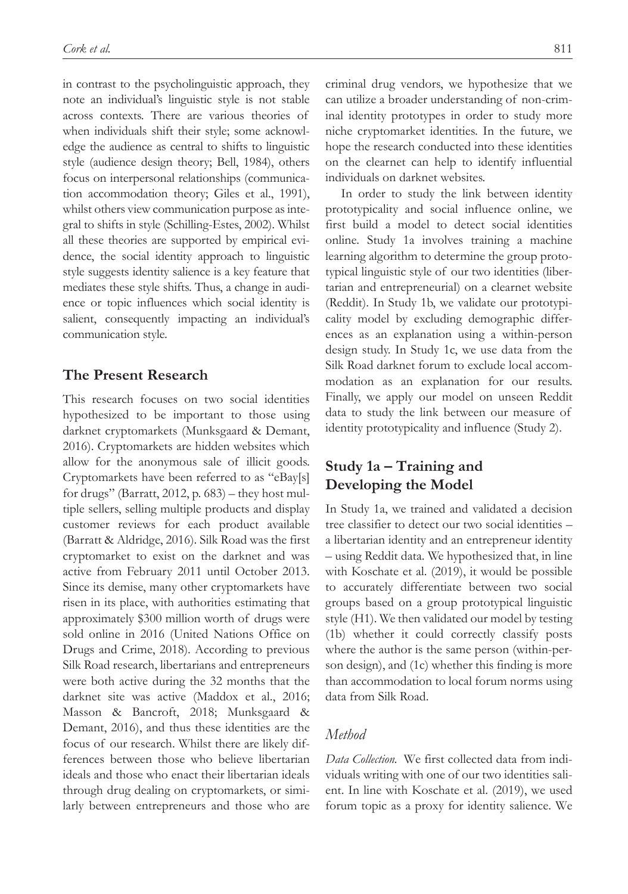in contrast to the psycholinguistic approach, they note an individual's linguistic style is not stable across contexts. There are various theories of when individuals shift their style; some acknowledge the audience as central to shifts to linguistic style (audience design theory; Bell, 1984), others focus on interpersonal relationships (communication accommodation theory; Giles et al., 1991), whilst others view communication purpose as integral to shifts in style (Schilling-Estes, 2002). Whilst all these theories are supported by empirical evidence, the social identity approach to linguistic style suggests identity salience is a key feature that mediates these style shifts. Thus, a change in audience or topic influences which social identity is salient, consequently impacting an individual's communication style.

## The Present Research

This research focuses on two social identities hypothesized to be important to those using darknet cryptomarkets (Munksgaard & Demant, 2016). Cryptomarkets are hidden websites which allow for the anonymous sale of illicit goods. Cryptomarkets have been referred to as "eBay[s] for drugs" (Barratt, 2012, p. 683) – they host multiple sellers, selling multiple products and display customer reviews for each product available (Barratt & Aldridge, 2016). Silk Road was the first cryptomarket to exist on the darknet and was active from February 2011 until October 2013. Since its demise, many other cryptomarkets have risen in its place, with authorities estimating that approximately $300 million worth of drugs were sold online in 2016 (United Nations Office on Drugs and Crime, 2018). According to previous Silk Road research, libertarians and entrepreneurs were both active during the 32 months that the darknet site was active (Maddox et al., 2016; Masson & Bancroft, 2018; Munksgaard & Demant, 2016), and thus these identities are the focus of our research. Whilst there are likely differences between those who believe libertarian ideals and those who enact their libertarian ideals through drug dealing on cryptomarkets, or similarly between entrepreneurs and those who are criminal drug vendors, we hypothesize that we can utilize a broader understanding of non-criminal identity prototypes in order to study more niche cryptomarket identities. In the future, we hope the research conducted into these identities on the clearnet can help to identify influential individuals on darknet websites.

In order to study the link between identity prototypicality and social influence online, we first build a model to detect social identities online. Study 1a involves training a machine learning algorithm to determine the group prototypical linguistic style of our two identities (libertarian and entrepreneurial) on a clearnet website (Reddit). In Study 1b, we validate our prototypicality model by excluding demographic differences as an explanation using a within-person design study. In Study 1c, we use data from the Silk Road darknet forum to exclude local accommodation as an explanation for our results. Finally, we apply our model on unseen Reddit data to study the link between our measure of identity prototypicality and influence (Study 2).

## Study 1a – Training and Developing the Model

In Study 1a, we trained and validated a decision tree classifier to detect our two social identities – a libertarian identity and an entrepreneur identity – using Reddit data. We hypothesized that, in line with Koschate et al. (2019), it would be possible to accurately differentiate between two social groups based on a group prototypical linguistic style (H1). We then validated our model by testing (1b) whether it could correctly classify posts where the author is the same person (within-person design), and (1c) whether this finding is more than accommodation to local forum norms using data from Silk Road.

### *Method*

*Data Collection.* We first collected data from individuals writing with one of our two identities salient. In line with Koschate et al. (2019), we used forum topic as a proxy for identity salience. We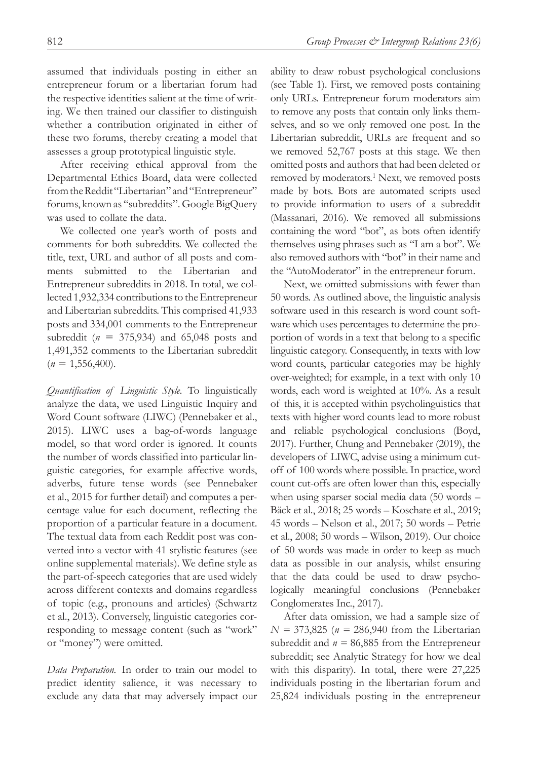assumed that individuals posting in either an entrepreneur forum or a libertarian forum had the respective identities salient at the time of writing. We then trained our classifier to distinguish whether a contribution originated in either of these two forums, thereby creating a model that assesses a group prototypical linguistic style.

After receiving ethical approval from the Departmental Ethics Board, data were collected from the Reddit "Libertarian" and "Entrepreneur" forums, known as "subreddits". Google BigQuery was used to collate the data.

We collected one year's worth of posts and comments for both subreddits. We collected the title, text, URL and author of all posts and comments submitted to the Libertarian and Entrepreneur subreddits in 2018. In total, we collected 1,932,334 contributions to the Entrepreneur and Libertarian subreddits. This comprised 41,933 posts and 334,001 comments to the Entrepreneur subreddit ($n$ = 375,934) and 65,048 posts and 1,491,352 comments to the Libertarian subreddit ($n$ = 1,556,400).

*Quantification of Linguistic Style.* To linguistically analyze the data, we used Linguistic Inquiry and Word Count software (LIWC) (Pennebaker et al., 2015). LIWC uses a bag-of-words language model, so that word order is ignored. It counts the number of words classified into particular linguistic categories, for example affective words, adverbs, future tense words (see Pennebaker et al., 2015 for further detail) and computes a percentage value for each document, reflecting the proportion of a particular feature in a document. The textual data from each Reddit post was converted into a vector with 41 stylistic features (see online supplemental materials). We define style as the part-of-speech categories that are used widely across different contexts and domains regardless of topic (e.g., pronouns and articles) (Schwartz et al., 2013). Conversely, linguistic categories corresponding to message content (such as "work" or "money") were omitted.

*Data Preparation.* In order to train our model to predict identity salience, it was necessary to exclude any data that may adversely impact our ability to draw robust psychological conclusions (see Table 1). First, we removed posts containing only URLs. Entrepreneur forum moderators aim to remove any posts that contain only links themselves, and so we only removed one post. In the Libertarian subreddit, URLs are frequent and so we removed 52,767 posts at this stage. We then omitted posts and authors that had been deleted or removed by moderators.[1] Next, we removed posts made by bots. Bots are automated scripts used to provide information to users of a subreddit (Massanari, 2016). We removed all submissions containing the word "bot", as bots often identify themselves using phrases such as "I am a bot". We also removed authors with "bot" in their name and the "AutoModerator" in the entrepreneur forum.

Next, we omitted submissions with fewer than 50 words. As outlined above, the linguistic analysis software used in this research is word count software which uses percentages to determine the proportion of words in a text that belong to a specific linguistic category. Consequently, in texts with low word counts, particular categories may be highly over-weighted; for example, in a text with only 10 words, each word is weighted at 10%. As a result of this, it is accepted within psycholinguistics that texts with higher word counts lead to more robust and reliable psychological conclusions (Boyd, 2017). Further, Chung and Pennebaker (2019), the developers of LIWC, advise using a minimum cut-off of 100 words where possible. In practice, word count cut-offs are often lower than this, especially when using sparser social media data (50 words – Bäck et al., 2018; 25 words – Koschate et al., 2019; 45 words – Nelson et al., 2017; 50 words – Petrie et al., 2008; 50 words – Wilson, 2019). Our choice of 50 words was made in order to keep as much data as possible in our analysis, whilst ensuring that the data could be used to draw psychologically meaningful conclusions (Pennebaker Conglomerates Inc., 2017).

After data omission, we had a sample size of $N$ = 373,825 ($n$ = 286,940 from the Libertarian subreddit and $n$ = 86,885 from the Entrepreneur subreddit; see Analytic Strategy for how we deal with this disparity). In total, there were 27,225 individuals posting in the libertarian forum and 25,824 individuals posting in the entrepreneur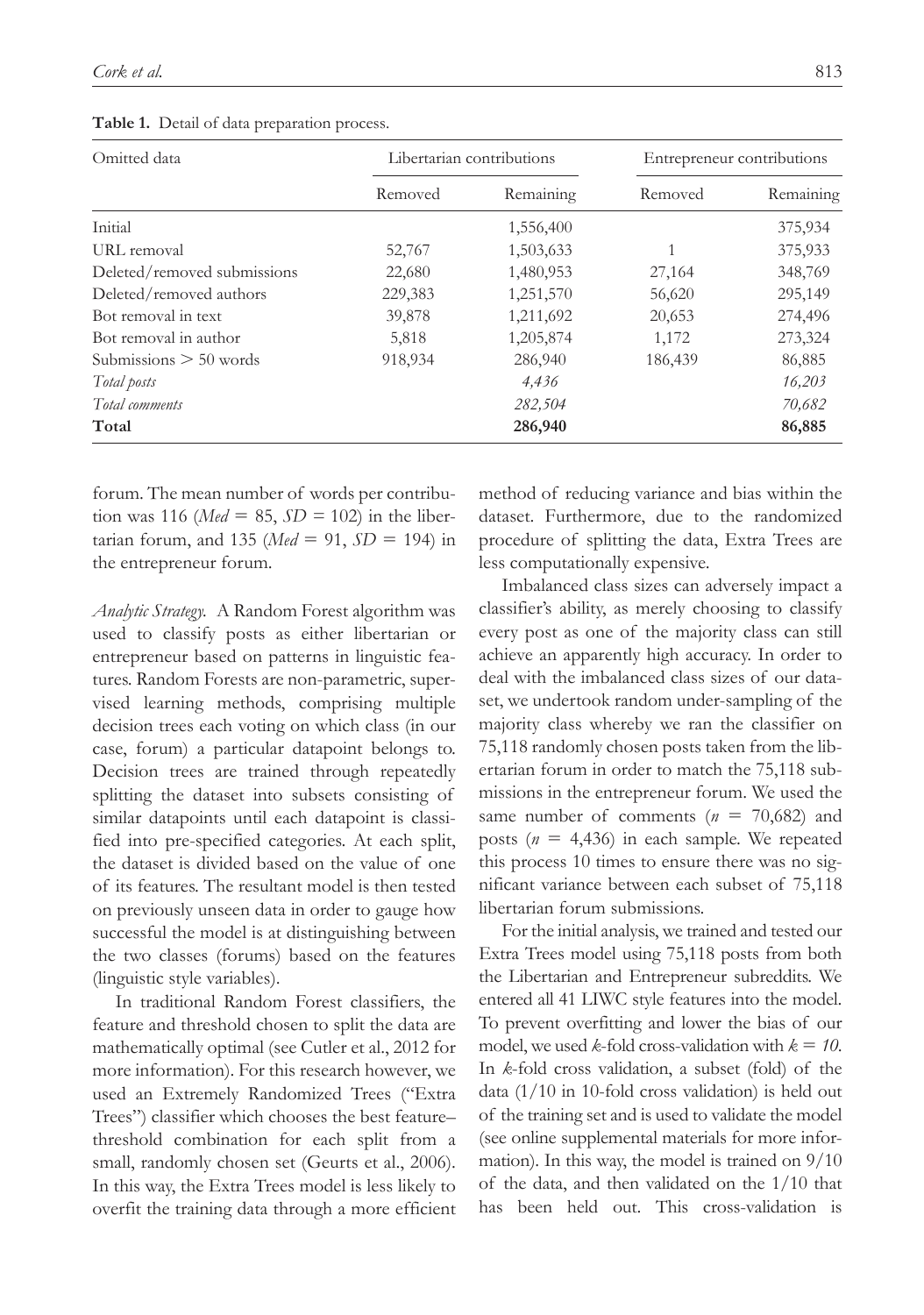**Table 1.** Detail of data preparation process.

| Omitted data | Libertarian contributions | | Entrepreneur contributions | |
|---|---|---|---|---|
| | Removed | Remaining | Removed | Remaining |
| Initial | | 1,556,400 | | 375,934 |
| URL removal | 52,767 | 1,503,633 | 1 | 375,933 |
| Deleted/removed submissions | 22,680 | 1,480,953 | 27,164 | 348,769 |
| Deleted/removed authors | 229,383 | 1,251,570 | 56,620 | 295,149 |
| Bot removal in text | 39,878 | 1,211,692 | 20,653 | 274,496 |
| Bot removal in author | 5,818 | 1,205,874 | 1,172 | 273,324 |
| Submissions > 50 words | 918,934 | 286,940 | 186,439 | 86,885 |
| *Total posts* | | *4,436* | | *16,203* |
| *Total comments* | | *282,504* | | *70,682* |
| **Total** | | **286,940** | | **86,885** |

forum. The mean number of words per contribution was 116 (*Med* = 85, *SD* = 102) in the libertarian forum, and 135 (*Med* = 91, *SD* = 194) in the entrepreneur forum.

*Analytic Strategy.* A Random Forest algorithm was used to classify posts as either libertarian or entrepreneur based on patterns in linguistic features. Random Forests are non-parametric, supervised learning methods, comprising multiple decision trees each voting on which class (in our case, forum) a particular datapoint belongs to. Decision trees are trained through repeatedly splitting the dataset into subsets consisting of similar datapoints until each datapoint is classified into pre-specified categories. At each split, the dataset is divided based on the value of one of its features. The resultant model is then tested on previously unseen data in order to gauge how successful the model is at distinguishing between the two classes (forums) based on the features (linguistic style variables).

In traditional Random Forest classifiers, the feature and threshold chosen to split the data are mathematically optimal (see Cutler et al., 2012 for more information). For this research however, we used an Extremely Randomized Trees ("Extra Trees") classifier which chooses the best feature–threshold combination for each split from a small, randomly chosen set (Geurts et al., 2006). In this way, the Extra Trees model is less likely to overfit the training data through a more efficient method of reducing variance and bias within the dataset. Furthermore, due to the randomized procedure of splitting the data, Extra Trees are less computationally expensive.

Imbalanced class sizes can adversely impact a classifier's ability, as merely choosing to classify every post as one of the majority class can still achieve an apparently high accuracy. In order to deal with the imbalanced class sizes of our dataset, we undertook random under-sampling of the majority class whereby we ran the classifier on 75,118 randomly chosen posts taken from the libertarian forum in order to match the 75,118 submissions in the entrepreneur forum. We used the same number of comments ($n$ = 70,682) and posts ($n$ = 4,436) in each sample. We repeated this process 10 times to ensure there was no significant variance between each subset of 75,118 libertarian forum submissions.

For the initial analysis, we trained and tested our Extra Trees model using 75,118 posts from both the Libertarian and Entrepreneur subreddits. We entered all 41 LIWC style features into the model. To prevent overfitting and lower the bias of our model, we used $k$-fold cross-validation with $k = 10$. In $k$-fold cross validation, a subset (fold) of the data (1/10 in 10-fold cross validation) is held out of the training set and is used to validate the model (see online supplemental materials for more information). In this way, the model is trained on 9/10 of the data, and then validated on the 1/10 that has been held out. This cross-validation is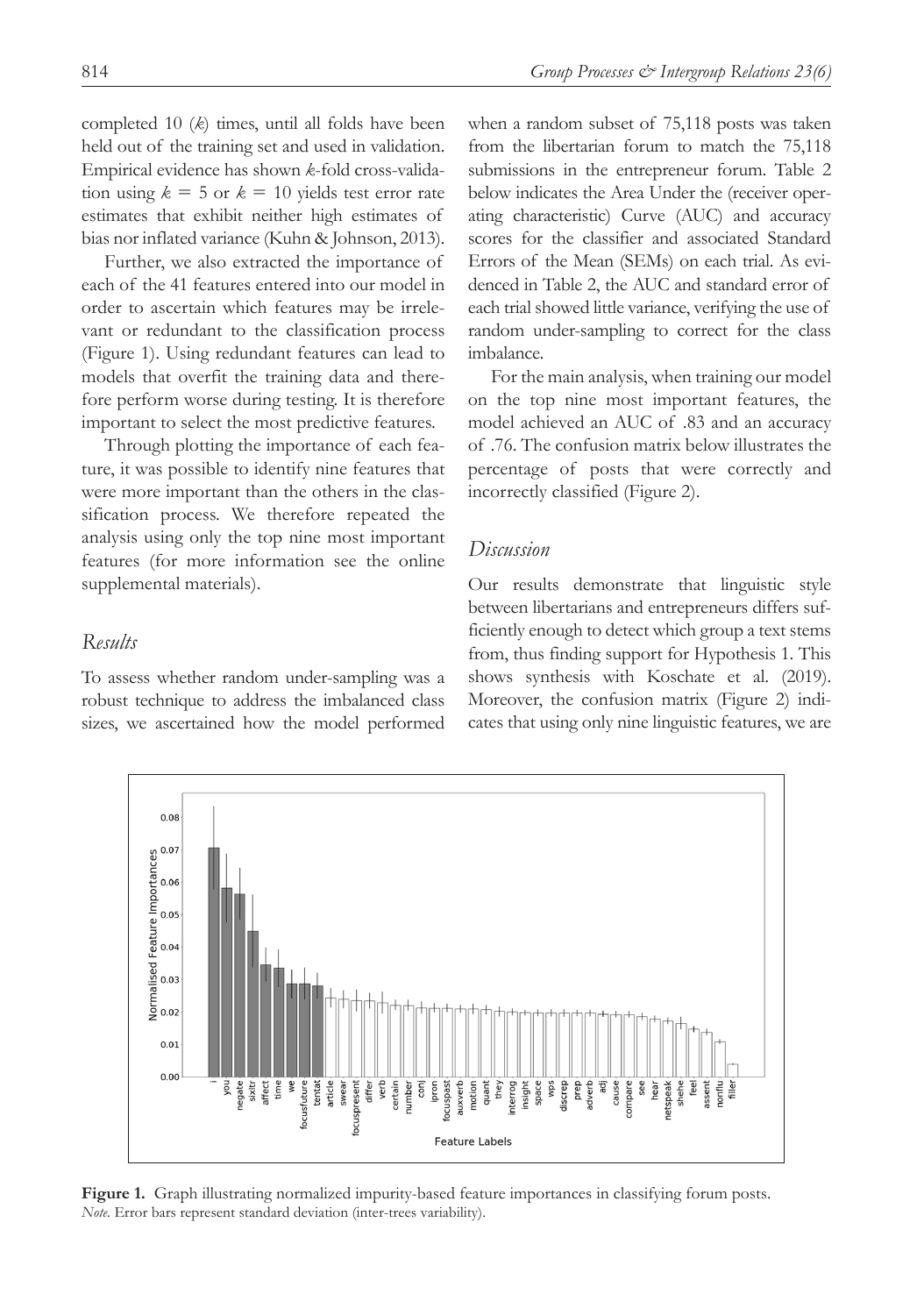completed 10 ($k$) times, until all folds have been held out of the training set and used in validation. Empirical evidence has shown $k$-fold cross-validation using $k = 5$ or $k = 10$ yields test error rate estimates that exhibit neither high estimates of bias nor inflated variance (Kuhn & Johnson, 2013).

Further, we also extracted the importance of each of the 41 features entered into our model in order to ascertain which features may be irrelevant or redundant to the classification process (Figure 1). Using redundant features can lead to models that overfit the training data and therefore perform worse during testing. It is therefore important to select the most predictive features.

Through plotting the importance of each feature, it was possible to identify nine features that were more important than the others in the classification process. We therefore repeated the analysis using only the top nine most important features (for more information see the online supplemental materials).

## Results

To assess whether random under-sampling was a robust technique to address the imbalanced class sizes, we ascertained how the model performed when a random subset of 75,118 posts was taken from the libertarian forum to match the 75,118 submissions in the entrepreneur forum. Table 2 below indicates the Area Under the (receiver operating characteristic) Curve (AUC) and accuracy scores for the classifier and associated Standard Errors of the Mean (SEMs) on each trial. As evidenced in Table 2, the AUC and standard error of each trial showed little variance, verifying the use of random under-sampling to correct for the class imbalance.

For the main analysis, when training our model on the top nine most important features, the model achieved an AUC of .83 and an accuracy of .76. The confusion matrix below illustrates the percentage of posts that were correctly and incorrectly classified (Figure 2).

## Discussion

Our results demonstrate that linguistic style between libertarians and entrepreneurs differs sufficiently enough to detect which group a text stems from, thus finding support for Hypothesis 1. This shows synthesis with Koschate et al. (2019). Moreover, the confusion matrix (Figure 2) indicates that using only nine linguistic features, we are

**Figure 1.** Graph illustrating normalized impurity-based feature importances in classifying forum posts.
*Note.* Error bars represent standard deviation (inter-trees variability).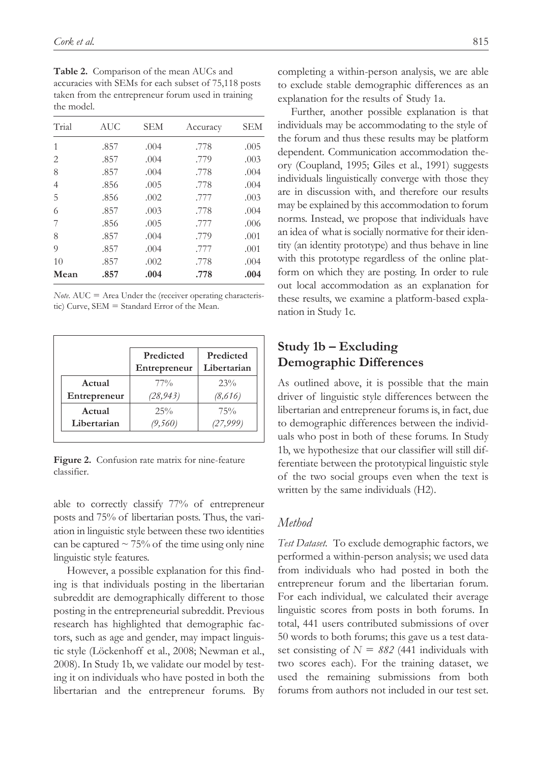**Table 2.** Comparison of the mean AUCs and accuracies with SEMs for each subset of 75,118 posts taken from the entrepreneur forum used in training the model.

| Trial | AUC | SEM | Accuracy | SEM |
|---|---|---|---|---|
| 1 | .857 | .004 | .778 | .005 |
| 2 | .857 | .004 | .779 | .003 |
| 8 | .857 | .004 | .778 | .004 |
| 4 | .856 | .005 | .778 | .004 |
| 5 | .856 | .002 | .777 | .003 |
| 6 | .857 | .003 | .778 | .004 |
| 7 | .856 | .005 | .777 | .006 |
| 8 | .857 | .004 | .779 | .001 |
| 9 | .857 | .004 | .777 | .001 |
| 10 | .857 | .002 | .778 | .004 |
| **Mean** | **.857** | **.004** | **.778** | **.004** |

*Note.* AUC = Area Under the (receiver operating characteristic) Curve, SEM = Standard Error of the Mean.

| | Predicted Entrepreneur | Predicted Libertarian |
|---|---|---|
| **Actual Entrepreneur** | 77% *(28,943)* | 23% *(8,616)* |
| **Actual Libertarian** | 25% *(9,560)* | 75% *(27,999)* |

**Figure 2.** Confusion rate matrix for nine-feature classifier.

able to correctly classify 77% of entrepreneur posts and 75% of libertarian posts. Thus, the variation in linguistic style between these two identities can be captured ~ 75% of the time using only nine linguistic style features.

However, a possible explanation for this finding is that individuals posting in the libertarian subreddit are demographically different to those posting in the entrepreneurial subreddit. Previous research has highlighted that demographic factors, such as age and gender, may impact linguistic style (Löckenhoff et al., 2008; Newman et al., 2008). In Study 1b, we validate our model by testing it on individuals who have posted in both the libertarian and the entrepreneur forums. By completing a within-person analysis, we are able to exclude stable demographic differences as an explanation for the results of Study 1a.

Further, another possible explanation is that individuals may be accommodating to the style of the forum and thus these results may be platform dependent. Communication accommodation theory (Coupland, 1995; Giles et al., 1991) suggests individuals linguistically converge with those they are in discussion with, and therefore our results may be explained by this accommodation to forum norms. Instead, we propose that individuals have an idea of what is socially normative for their identity (an identity prototype) and thus behave in line with this prototype regardless of the online platform on which they are posting. In order to rule out local accommodation as an explanation for these results, we examine a platform-based explanation in Study 1c.

## Study 1b – Excluding Demographic Differences

As outlined above, it is possible that the main driver of linguistic style differences between the libertarian and entrepreneur forums is, in fact, due to demographic differences between the individuals who post in both of these forums. In Study 1b, we hypothesize that our classifier will still differentiate between the prototypical linguistic style of the two social groups even when the text is written by the same individuals (H2).

### *Method*

*Test Dataset.* To exclude demographic factors, we performed a within-person analysis; we used data from individuals who had posted in both the entrepreneur forum and the libertarian forum. For each individual, we calculated their average linguistic scores from posts in both forums. In total, 441 users contributed submissions of over 50 words to both forums; this gave us a test dataset consisting of $N = 882$ (441 individuals with two scores each). For the training dataset, we used the remaining submissions from both forums from authors not included in our test set.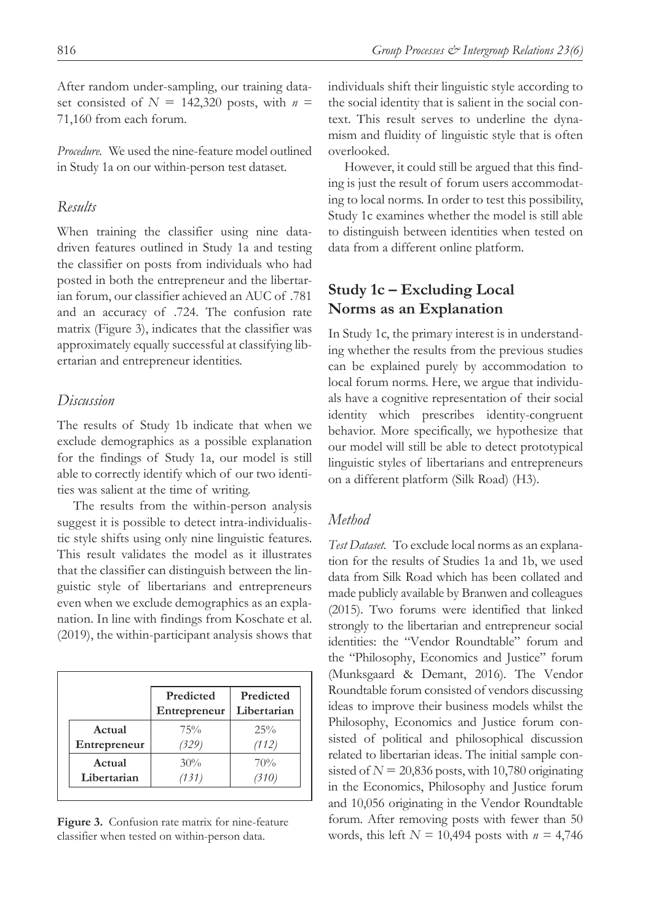After random under-sampling, our training dataset consisted of $N$ = 142,320 posts, with $n$ = 71,160 from each forum.

*Procedure.* We used the nine-feature model outlined in Study 1a on our within-person test dataset.

### *Results*

When training the classifier using nine data-driven features outlined in Study 1a and testing the classifier on posts from individuals who had posted in both the entrepreneur and the libertarian forum, our classifier achieved an AUC of .781 and an accuracy of .724. The confusion rate matrix (Figure 3), indicates that the classifier was approximately equally successful at classifying libertarian and entrepreneur identities.

### *Discussion*

The results of Study 1b indicate that when we exclude demographics as a possible explanation for the findings of Study 1a, our model is still able to correctly identify which of our two identities was salient at the time of writing.

The results from the within-person analysis suggest it is possible to detect intra-individualistic style shifts using only nine linguistic features. This result validates the model as it illustrates that the classifier can distinguish between the linguistic style of libertarians and entrepreneurs even when we exclude demographics as an explanation. In line with findings from Koschate et al. (2019), the within-participant analysis shows that individuals shift their linguistic style according to the social identity that is salient in the social context. This result serves to underline the dynamism and fluidity of linguistic style that is often overlooked.

However, it could still be argued that this finding is just the result of forum users accommodating to local norms. In order to test this possibility, Study 1c examines whether the model is still able to distinguish between identities when tested on data from a different online platform.

|  | Predicted Entrepreneur | Predicted Libertarian |
|---|---|---|
| **Actual Entrepreneur** | 75% *(329)* | 25% *(112)* |
| **Actual Libertarian** | 30% *(131)* | 70% *(310)* |

**Figure 3.** Confusion rate matrix for nine-feature classifier when tested on within-person data.

## Study 1c – Excluding Local Norms as an Explanation

In Study 1c, the primary interest is in understanding whether the results from the previous studies can be explained purely by accommodation to local forum norms. Here, we argue that individuals have a cognitive representation of their social identity which prescribes identity-congruent behavior. More specifically, we hypothesize that our model will still be able to detect prototypical linguistic styles of libertarians and entrepreneurs on a different platform (Silk Road) (H3).

### *Method*

*Test Dataset.* To exclude local norms as an explanation for the results of Studies 1a and 1b, we used data from Silk Road which has been collated and made publicly available by Branwen and colleagues (2015). Two forums were identified that linked strongly to the libertarian and entrepreneur social identities: the "Vendor Roundtable" forum and the "Philosophy, Economics and Justice" forum (Munksgaard & Demant, 2016). The Vendor Roundtable forum consisted of vendors discussing ideas to improve their business models whilst the Philosophy, Economics and Justice forum consisted of political and philosophical discussion related to libertarian ideas. The initial sample consisted of $N$ = 20,836 posts, with 10,780 originating in the Economics, Philosophy and Justice forum and 10,056 originating in the Vendor Roundtable forum. After removing posts with fewer than 50 words, this left $N$ = 10,494 posts with $n$ = 4,746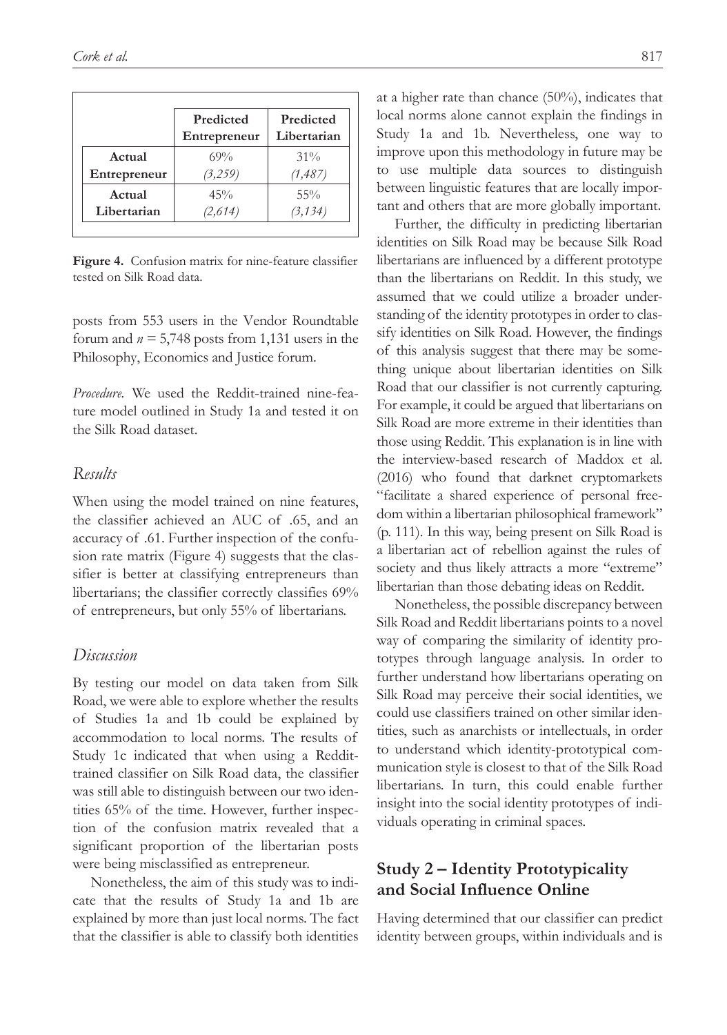| | Predicted Entrepreneur | Predicted Libertarian |
|---|---|---|
| **Actual Entrepreneur** | 69% *(3,259)* | 31% *(1,487)* |
| **Actual Libertarian** | 45% *(2,614)* | 55% *(3,134)* |

**Figure 4.** Confusion matrix for nine-feature classifier tested on Silk Road data.

posts from 553 users in the Vendor Roundtable forum and $n = 5{,}748$ posts from 1,131 users in the Philosophy, Economics and Justice forum.

*Procedure.* We used the Reddit-trained nine-feature model outlined in Study 1a and tested it on the Silk Road dataset.

### *Results*

When using the model trained on nine features, the classifier achieved an AUC of .65, and an accuracy of .61. Further inspection of the confusion rate matrix (Figure 4) suggests that the classifier is better at classifying entrepreneurs than libertarians; the classifier correctly classifies 69% of entrepreneurs, but only 55% of libertarians.

### *Discussion*

By testing our model on data taken from Silk Road, we were able to explore whether the results of Studies 1a and 1b could be explained by accommodation to local norms. The results of Study 1c indicated that when using a Reddit-trained classifier on Silk Road data, the classifier was still able to distinguish between our two identities 65% of the time. However, further inspection of the confusion matrix revealed that a significant proportion of the libertarian posts were being misclassified as entrepreneur.

Nonetheless, the aim of this study was to indicate that the results of Study 1a and 1b are explained by more than just local norms. The fact that the classifier is able to classify both identities at a higher rate than chance (50%), indicates that local norms alone cannot explain the findings in Study 1a and 1b. Nevertheless, one way to improve upon this methodology in future may be to use multiple data sources to distinguish between linguistic features that are locally important and others that are more globally important.

Further, the difficulty in predicting libertarian identities on Silk Road may be because Silk Road libertarians are influenced by a different prototype than the libertarians on Reddit. In this study, we assumed that we could utilize a broader understanding of the identity prototypes in order to classify identities on Silk Road. However, the findings of this analysis suggest that there may be something unique about libertarian identities on Silk Road that our classifier is not currently capturing. For example, it could be argued that libertarians on Silk Road are more extreme in their identities than those using Reddit. This explanation is in line with the interview-based research of Maddox et al. (2016) who found that darknet cryptomarkets "facilitate a shared experience of personal freedom within a libertarian philosophical framework" (p. 111). In this way, being present on Silk Road is a libertarian act of rebellion against the rules of society and thus likely attracts a more "extreme" libertarian than those debating ideas on Reddit.

Nonetheless, the possible discrepancy between Silk Road and Reddit libertarians points to a novel way of comparing the similarity of identity prototypes through language analysis. In order to further understand how libertarians operating on Silk Road may perceive their social identities, we could use classifiers trained on other similar identities, such as anarchists or intellectuals, in order to understand which identity-prototypical communication style is closest to that of the Silk Road libertarians. In turn, this could enable further insight into the social identity prototypes of individuals operating in criminal spaces.

## Study 2 – Identity Prototypicality and Social Influence Online

Having determined that our classifier can predict identity between groups, within individuals and is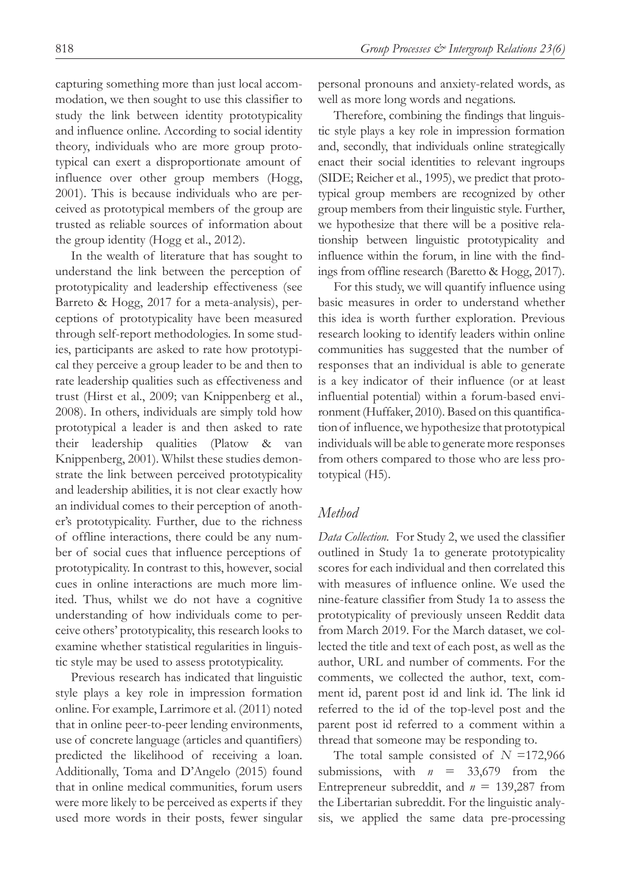capturing something more than just local accommodation, we then sought to use this classifier to study the link between identity prototypicality and influence online. According to social identity theory, individuals who are more group prototypical can exert a disproportionate amount of influence over other group members (Hogg, 2001). This is because individuals who are perceived as prototypical members of the group are trusted as reliable sources of information about the group identity (Hogg et al., 2012).

In the wealth of literature that has sought to understand the link between the perception of prototypicality and leadership effectiveness (see Barreto & Hogg, 2017 for a meta-analysis), perceptions of prototypicality have been measured through self-report methodologies. In some studies, participants are asked to rate how prototypical they perceive a group leader to be and then to rate leadership qualities such as effectiveness and trust (Hirst et al., 2009; van Knippenberg et al., 2008). In others, individuals are simply told how prototypical a leader is and then asked to rate their leadership qualities (Platow & van Knippenberg, 2001). Whilst these studies demonstrate the link between perceived prototypicality and leadership abilities, it is not clear exactly how an individual comes to their perception of another's prototypicality. Further, due to the richness of offline interactions, there could be any number of social cues that influence perceptions of prototypicality. In contrast to this, however, social cues in online interactions are much more limited. Thus, whilst we do not have a cognitive understanding of how individuals come to perceive others' prototypicality, this research looks to examine whether statistical regularities in linguistic style may be used to assess prototypicality.

Previous research has indicated that linguistic style plays a key role in impression formation online. For example, Larrimore et al. (2011) noted that in online peer-to-peer lending environments, use of concrete language (articles and quantifiers) predicted the likelihood of receiving a loan. Additionally, Toma and D'Angelo (2015) found that in online medical communities, forum users were more likely to be perceived as experts if they used more words in their posts, fewer singular personal pronouns and anxiety-related words, as well as more long words and negations.

Therefore, combining the findings that linguistic style plays a key role in impression formation and, secondly, that individuals online strategically enact their social identities to relevant ingroups (SIDE; Reicher et al., 1995), we predict that prototypical group members are recognized by other group members from their linguistic style. Further, we hypothesize that there will be a positive relationship between linguistic prototypicality and influence within the forum, in line with the findings from offline research (Baretto & Hogg, 2017).

For this study, we will quantify influence using basic measures in order to understand whether this idea is worth further exploration. Previous research looking to identify leaders within online communities has suggested that the number of responses that an individual is able to generate is a key indicator of their influence (or at least influential potential) within a forum-based environment (Huffaker, 2010). Based on this quantification of influence, we hypothesize that prototypical individuals will be able to generate more responses from others compared to those who are less prototypical (H5).

## *Method*

*Data Collection.* For Study 2, we used the classifier outlined in Study 1a to generate prototypicality scores for each individual and then correlated this with measures of influence online. We used the nine-feature classifier from Study 1a to assess the prototypicality of previously unseen Reddit data from March 2019. For the March dataset, we collected the title and text of each post, as well as the author, URL and number of comments. For the comments, we collected the author, text, comment id, parent post id and link id. The link id referred to the id of the top-level post and the parent post id referred to a comment within a thread that someone may be responding to.

The total sample consisted of $N = 172{,}966$ submissions, with $n = 33{,}679$ from the Entrepreneur subreddit, and $n = 139{,}287$ from the Libertarian subreddit. For the linguistic analysis, we applied the same data pre-processing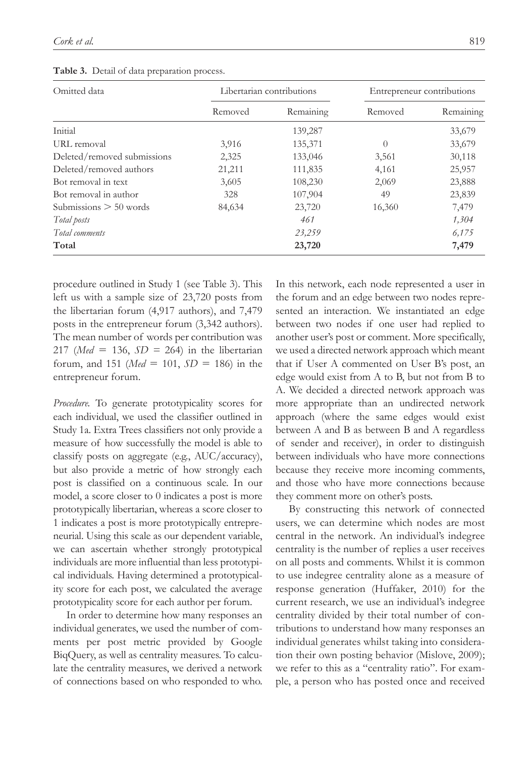**Table 3.** Detail of data preparation process.

| Omitted data | Libertarian contributions | | Entrepreneur contributions | |
|---|---|---|---|---|
| | Removed | Remaining | Removed | Remaining |
| Initial | | 139,287 | | 33,679 |
| URL removal | 3,916 | 135,371 | 0 | 33,679 |
| Deleted/removed submissions | 2,325 | 133,046 | 3,561 | 30,118 |
| Deleted/removed authors | 21,211 | 111,835 | 4,161 | 25,957 |
| Bot removal in text | 3,605 | 108,230 | 2,069 | 23,888 |
| Bot removal in author | 328 | 107,904 | 49 | 23,839 |
| Submissions > 50 words | 84,634 | 23,720 | 16,360 | 7,479 |
| *Total posts* | | *461* | | *1,304* |
| *Total comments* | | *23,259* | | *6,175* |
| **Total** | | **23,720** | | **7,479** |

procedure outlined in Study 1 (see Table 3). This left us with a sample size of 23,720 posts from the libertarian forum (4,917 authors), and 7,479 posts in the entrepreneur forum (3,342 authors). The mean number of words per contribution was 217 ($Med$ = 136, $SD$ = 264) in the libertarian forum, and 151 ($Med$ = 101, $SD$ = 186) in the entrepreneur forum.

*Procedure.* To generate prototypicality scores for each individual, we used the classifier outlined in Study 1a. Extra Trees classifiers not only provide a measure of how successfully the model is able to classify posts on aggregate (e.g., AUC/accuracy), but also provide a metric of how strongly each post is classified on a continuous scale. In our model, a score closer to 0 indicates a post is more prototypically libertarian, whereas a score closer to 1 indicates a post is more prototypically entrepreneurial. Using this scale as our dependent variable, we can ascertain whether strongly prototypical individuals are more influential than less prototypical individuals. Having determined a prototypicality score for each post, we calculated the average prototypicality score for each author per forum.

In order to determine how many responses an individual generates, we used the number of comments per post metric provided by Google BiqQuery, as well as centrality measures. To calculate the centrality measures, we derived a network of connections based on who responded to who. In this network, each node represented a user in the forum and an edge between two nodes represented an interaction. We instantiated an edge between two nodes if one user had replied to another user's post or comment. More specifically, we used a directed network approach which meant that if User A commented on User B's post, an edge would exist from A to B, but not from B to A. We decided a directed network approach was more appropriate than an undirected network approach (where the same edges would exist between A and B as between B and A regardless of sender and receiver), in order to distinguish between individuals who have more connections because they receive more incoming comments, and those who have more connections because they comment more on other's posts.

By constructing this network of connected users, we can determine which nodes are most central in the network. An individual's indegree centrality is the number of replies a user receives on all posts and comments. Whilst it is common to use indegree centrality alone as a measure of response generation (Huffaker, 2010) for the current research, we use an individual's indegree centrality divided by their total number of contributions to understand how many responses an individual generates whilst taking into consideration their own posting behavior (Mislove, 2009); we refer to this as a "centrality ratio". For example, a person who has posted once and received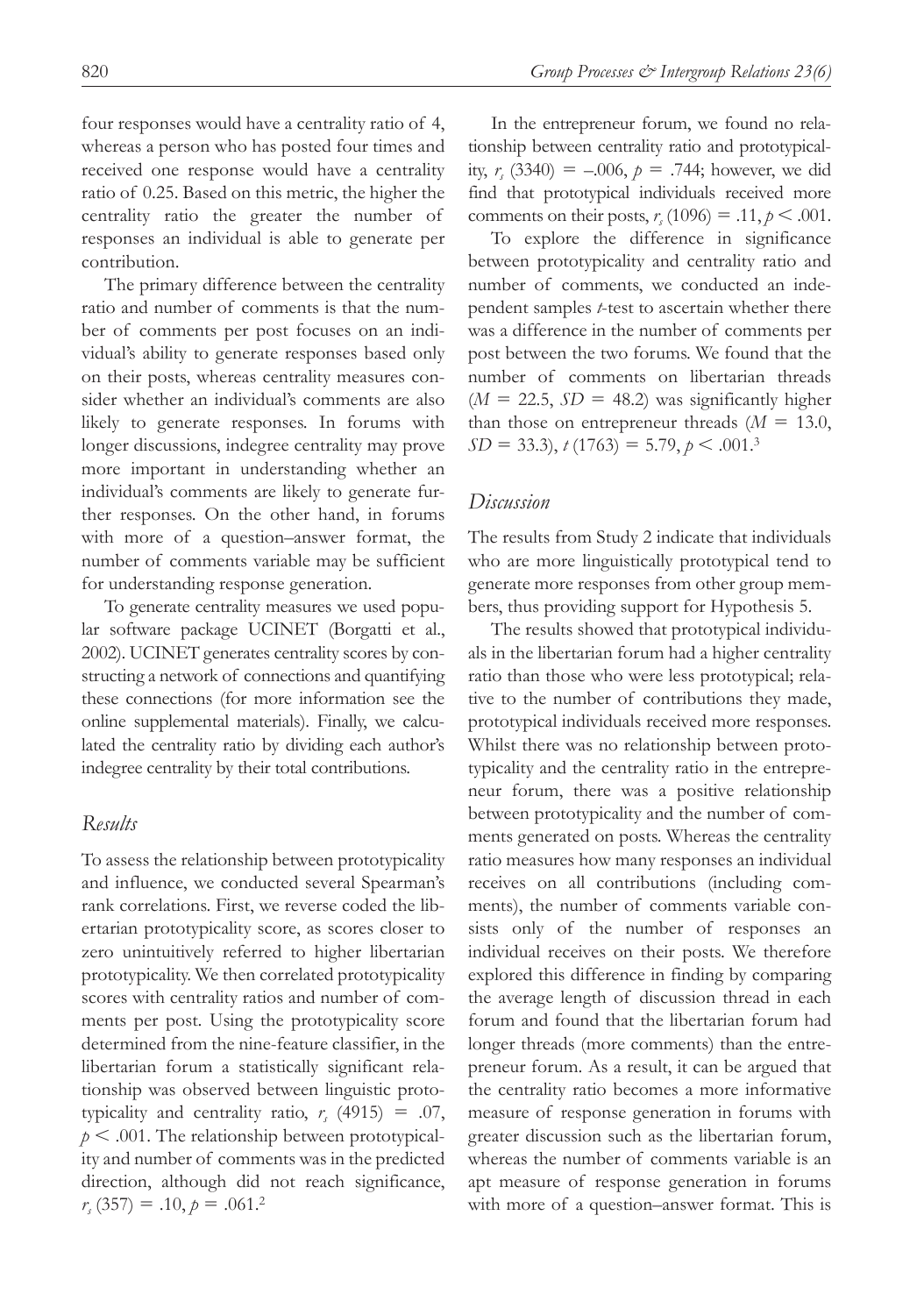four responses would have a centrality ratio of 4, whereas a person who has posted four times and received one response would have a centrality ratio of 0.25. Based on this metric, the higher the centrality ratio the greater the number of responses an individual is able to generate per contribution.

The primary difference between the centrality ratio and number of comments is that the number of comments per post focuses on an individual's ability to generate responses based only on their posts, whereas centrality measures consider whether an individual's comments are also likely to generate responses. In forums with longer discussions, indegree centrality may prove more important in understanding whether an individual's comments are likely to generate further responses. On the other hand, in forums with more of a question–answer format, the number of comments variable may be sufficient for understanding response generation.

To generate centrality measures we used popular software package UCINET (Borgatti et al., 2002). UCINET generates centrality scores by constructing a network of connections and quantifying these connections (for more information see the online supplemental materials). Finally, we calculated the centrality ratio by dividing each author's indegree centrality by their total contributions.

## *Results*

To assess the relationship between prototypicality and influence, we conducted several Spearman's rank correlations. First, we reverse coded the libertarian prototypicality score, as scores closer to zero unintuitively referred to higher libertarian prototypicality. We then correlated prototypicality scores with centrality ratios and number of comments per post. Using the prototypicality score determined from the nine-feature classifier, in the libertarian forum a statistically significant relationship was observed between linguistic prototypicality and centrality ratio, $r_s$ (4915) = .07, $p < .001$. The relationship between prototypicality and number of comments was in the predicted direction, although did not reach significance, $r_s$ (357) = .10, $p = .061$.[2]

In the entrepreneur forum, we found no relationship between centrality ratio and prototypicality, $r_s$ (3340) = –.006, $p = .744$; however, we did find that prototypical individuals received more comments on their posts, $r_s$ (1096) = .11, $p < .001$.

To explore the difference in significance between prototypicality and centrality ratio and number of comments, we conducted an independent samples *t*-test to ascertain whether there was a difference in the number of comments per post between the two forums. We found that the number of comments on libertarian threads ($M = 22.5$, $SD = 48.2$) was significantly higher than those on entrepreneur threads ($M = 13.0$, $SD = 33.3$), $t$ (1763) = 5.79, $p < .001$.[3]

## *Discussion*

The results from Study 2 indicate that individuals who are more linguistically prototypical tend to generate more responses from other group members, thus providing support for Hypothesis 5.

The results showed that prototypical individuals in the libertarian forum had a higher centrality ratio than those who were less prototypical; relative to the number of contributions they made, prototypical individuals received more responses. Whilst there was no relationship between prototypicality and the centrality ratio in the entrepreneur forum, there was a positive relationship between prototypicality and the number of comments generated on posts. Whereas the centrality ratio measures how many responses an individual receives on all contributions (including comments), the number of comments variable consists only of the number of responses an individual receives on their posts. We therefore explored this difference in finding by comparing the average length of discussion thread in each forum and found that the libertarian forum had longer threads (more comments) than the entrepreneur forum. As a result, it can be argued that the centrality ratio becomes a more informative measure of response generation in forums with greater discussion such as the libertarian forum, whereas the number of comments variable is an apt measure of response generation in forums with more of a question–answer format. This is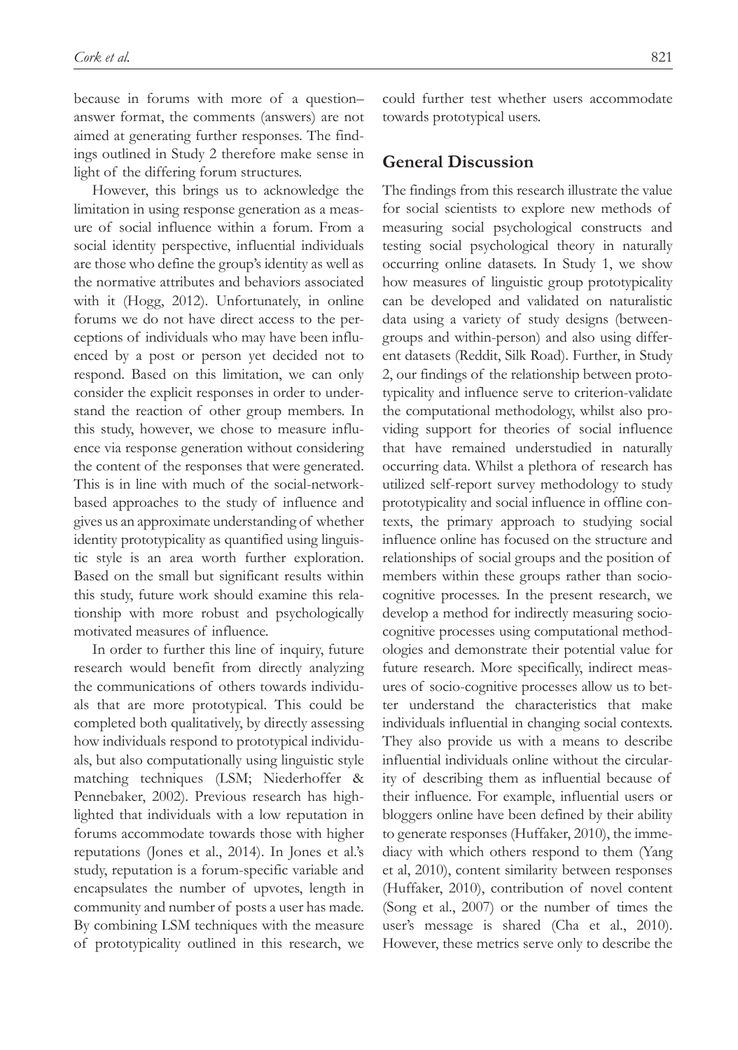because in forums with more of a question–answer format, the comments (answers) are not aimed at generating further responses. The findings outlined in Study 2 therefore make sense in light of the differing forum structures.

However, this brings us to acknowledge the limitation in using response generation as a measure of social influence within a forum. From a social identity perspective, influential individuals are those who define the group's identity as well as the normative attributes and behaviors associated with it (Hogg, 2012). Unfortunately, in online forums we do not have direct access to the perceptions of individuals who may have been influenced by a post or person yet decided not to respond. Based on this limitation, we can only consider the explicit responses in order to understand the reaction of other group members. In this study, however, we chose to measure influence via response generation without considering the content of the responses that were generated. This is in line with much of the social-network-based approaches to the study of influence and gives us an approximate understanding of whether identity prototypicality as quantified using linguistic style is an area worth further exploration. Based on the small but significant results within this study, future work should examine this relationship with more robust and psychologically motivated measures of influence.

In order to further this line of inquiry, future research would benefit from directly analyzing the communications of others towards individuals that are more prototypical. This could be completed both qualitatively, by directly assessing how individuals respond to prototypical individuals, but also computationally using linguistic style matching techniques (LSM; Niederhoffer & Pennebaker, 2002). Previous research has highlighted that individuals with a low reputation in forums accommodate towards those with higher reputations (Jones et al., 2014). In Jones et al.'s study, reputation is a forum-specific variable and encapsulates the number of upvotes, length in community and number of posts a user has made. By combining LSM techniques with the measure of prototypicality outlined in this research, we could further test whether users accommodate towards prototypical users.

## General Discussion

The findings from this research illustrate the value for social scientists to explore new methods of measuring social psychological constructs and testing social psychological theory in naturally occurring online datasets. In Study 1, we show how measures of linguistic group prototypicality can be developed and validated on naturalistic data using a variety of study designs (between-groups and within-person) and also using different datasets (Reddit, Silk Road). Further, in Study 2, our findings of the relationship between prototypicality and influence serve to criterion-validate the computational methodology, whilst also providing support for theories of social influence that have remained understudied in naturally occurring data. Whilst a plethora of research has utilized self-report survey methodology to study prototypicality and social influence in offline contexts, the primary approach to studying social influence online has focused on the structure and relationships of social groups and the position of members within these groups rather than socio-cognitive processes. In the present research, we develop a method for indirectly measuring socio-cognitive processes using computational methodologies and demonstrate their potential value for future research. More specifically, indirect measures of socio-cognitive processes allow us to better understand the characteristics that make individuals influential in changing social contexts. They also provide us with a means to describe influential individuals online without the circularity of describing them as influential because of their influence. For example, influential users or bloggers online have been defined by their ability to generate responses (Huffaker, 2010), the immediacy with which others respond to them (Yang et al, 2010), content similarity between responses (Huffaker, 2010), contribution of novel content (Song et al., 2007) or the number of times the user's message is shared (Cha et al., 2010). However, these metrics serve only to describe the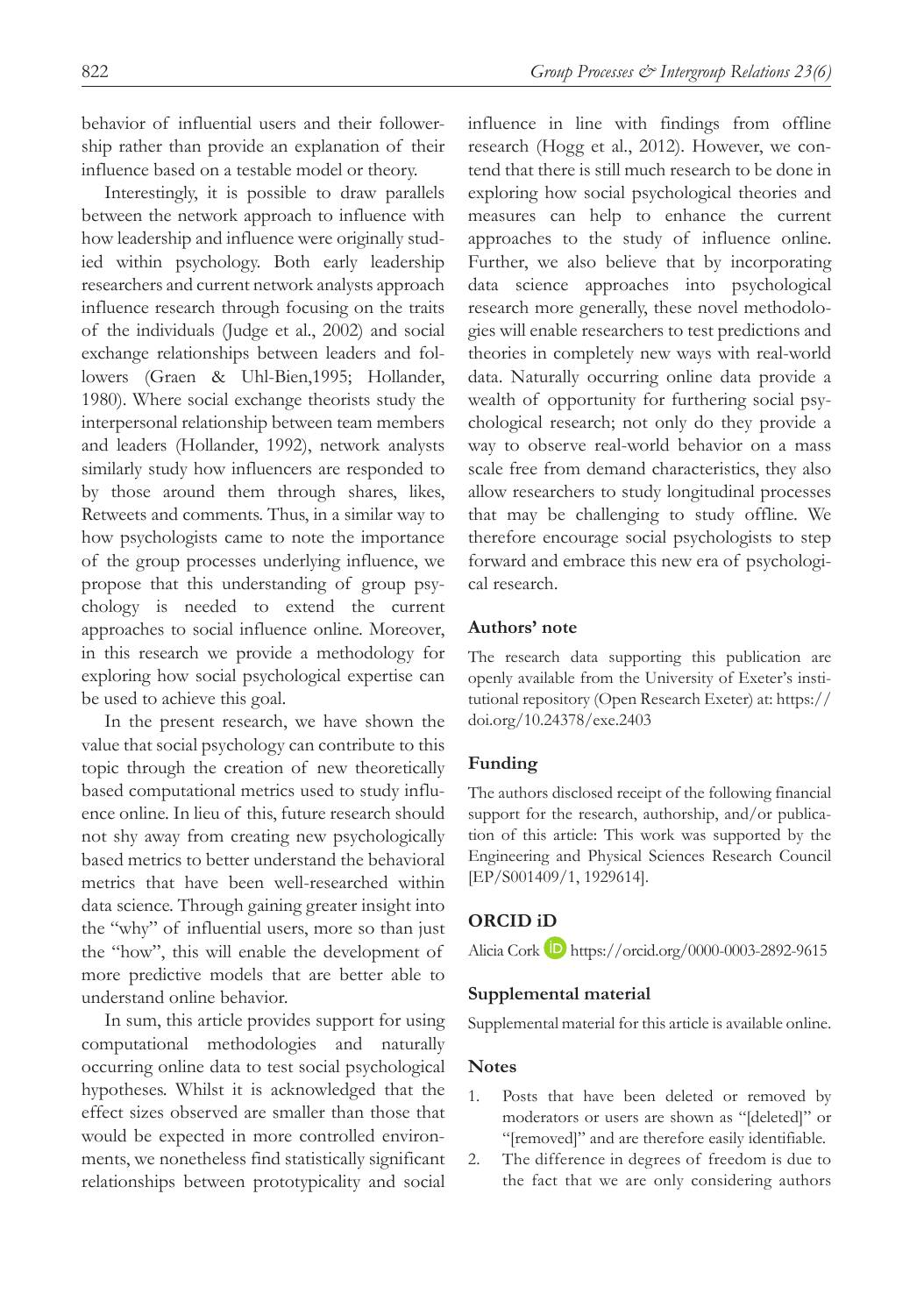behavior of influential users and their followership rather than provide an explanation of their influence based on a testable model or theory.

Interestingly, it is possible to draw parallels between the network approach to influence with how leadership and influence were originally studied within psychology. Both early leadership researchers and current network analysts approach influence research through focusing on the traits of the individuals (Judge et al., 2002) and social exchange relationships between leaders and followers (Graen & Uhl-Bien,1995; Hollander, 1980). Where social exchange theorists study the interpersonal relationship between team members and leaders (Hollander, 1992), network analysts similarly study how influencers are responded to by those around them through shares, likes, Retweets and comments. Thus, in a similar way to how psychologists came to note the importance of the group processes underlying influence, we propose that this understanding of group psychology is needed to extend the current approaches to social influence online. Moreover, in this research we provide a methodology for exploring how social psychological expertise can be used to achieve this goal.

In the present research, we have shown the value that social psychology can contribute to this topic through the creation of new theoretically based computational metrics used to study influence online. In lieu of this, future research should not shy away from creating new psychologically based metrics to better understand the behavioral metrics that have been well-researched within data science. Through gaining greater insight into the "why" of influential users, more so than just the "how", this will enable the development of more predictive models that are better able to understand online behavior.

In sum, this article provides support for using computational methodologies and naturally occurring online data to test social psychological hypotheses. Whilst it is acknowledged that the effect sizes observed are smaller than those that would be expected in more controlled environments, we nonetheless find statistically significant relationships between prototypicality and social influence in line with findings from offline research (Hogg et al., 2012). However, we contend that there is still much research to be done in exploring how social psychological theories and measures can help to enhance the current approaches to the study of influence online. Further, we also believe that by incorporating data science approaches into psychological research more generally, these novel methodologies will enable researchers to test predictions and theories in completely new ways with real-world data. Naturally occurring online data provide a wealth of opportunity for furthering social psychological research; not only do they provide a way to observe real-world behavior on a mass scale free from demand characteristics, they also allow researchers to study longitudinal processes that may be challenging to study offline. We therefore encourage social psychologists to step forward and embrace this new era of psychological research.

## Authors' note

The research data supporting this publication are openly available from the University of Exeter's institutional repository (Open Research Exeter) at: https://doi.org/10.24378/exe.2403

## Funding

The authors disclosed receipt of the following financial support for the research, authorship, and/or publication of this article: This work was supported by the Engineering and Physical Sciences Research Council [EP/S001409/1, 1929614].

## ORCID iD

Alicia Cork https://orcid.org/0000-0003-2892-9615

## Supplemental material

Supplemental material for this article is available online.

## Notes

1. Posts that have been deleted or removed by moderators or users are shown as "[deleted]" or "[removed]" and are therefore easily identifiable.
2. The difference in degrees of freedom is due to the fact that we are only considering authors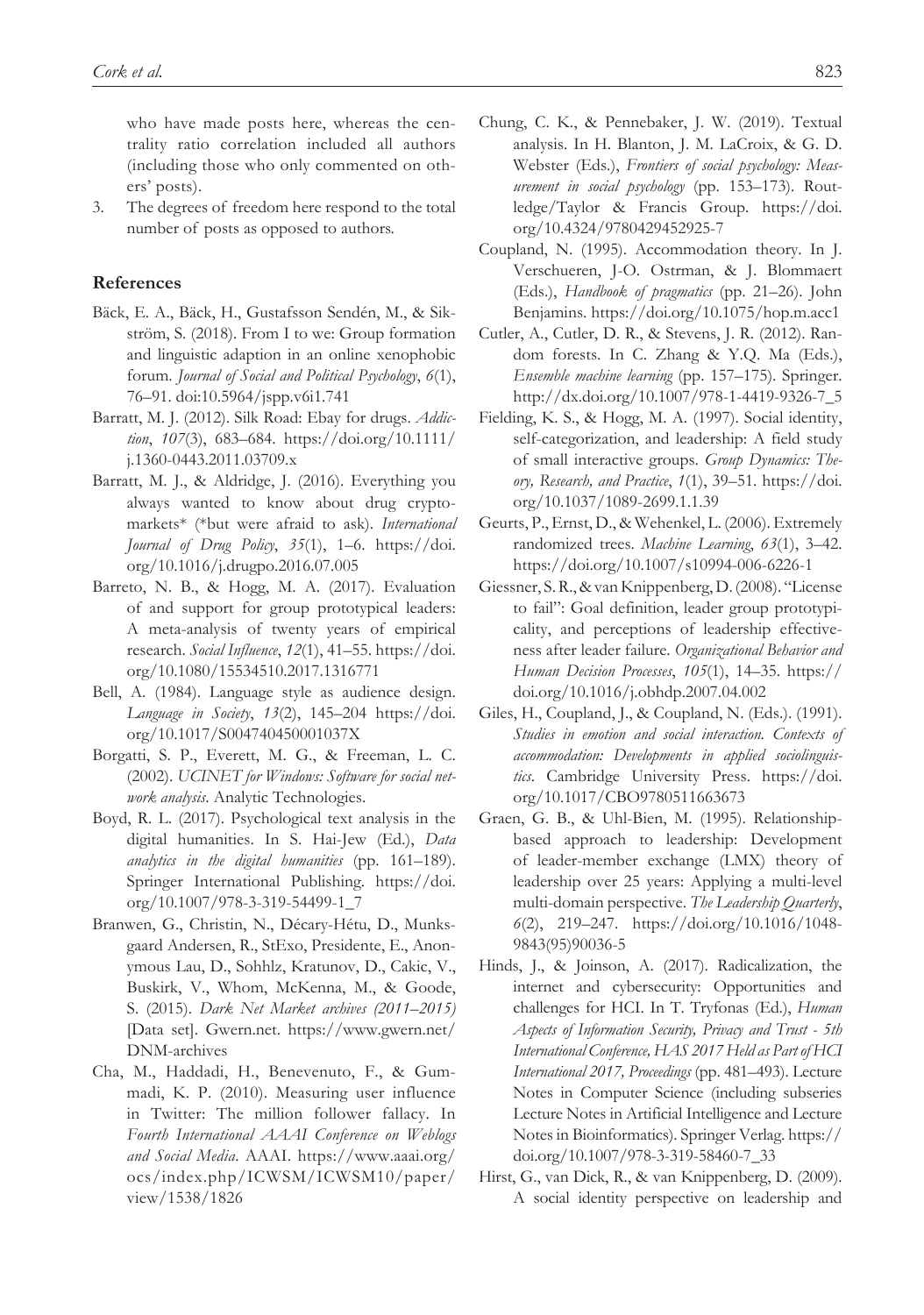who have made posts here, whereas the centrality ratio correlation included all authors (including those who only commented on others' posts).

3. The degrees of freedom here respond to the total number of posts as opposed to authors.

## References

Bäck, E. A., Bäck, H., Gustafsson Sendén, M., & Sikström, S. (2018). From I to we: Group formation and linguistic adaption in an online xenophobic forum. *Journal of Social and Political Psychology*, *6*(1), 76–91. doi:10.5964/jspp.v6i1.741

Barratt, M. J. (2012). Silk Road: Ebay for drugs. *Addiction*, *107*(3), 683–684. https://doi.org/10.1111/j.1360-0443.2011.03709.x

Barratt, M. J., & Aldridge, J. (2016). Everything you always wanted to know about drug cryptomarkets* (*but were afraid to ask). *International Journal of Drug Policy*, *35*(1), 1–6. https://doi.org/10.1016/j.drugpo.2016.07.005

Barreto, N. B., & Hogg, M. A. (2017). Evaluation of and support for group prototypical leaders: A meta-analysis of twenty years of empirical research. *Social Influence*, *12*(1), 41–55. https://doi.org/10.1080/15534510.2017.1316771

Bell, A. (1984). Language style as audience design. *Language in Society*, *13*(2), 145–204 https://doi.org/10.1017/S004740450001037X

Borgatti, S. P., Everett, M. G., & Freeman, L. C. (2002). *UCINET for Windows: Software for social network analysis*. Analytic Technologies.

Boyd, R. L. (2017). Psychological text analysis in the digital humanities. In S. Hai-Jew (Ed.), *Data analytics in the digital humanities* (pp. 161–189). Springer International Publishing. https://doi.org/10.1007/978-3-319-54499-1_7

Branwen, G., Christin, N., Décary-Hétu, D., Munksgaard Andersen, R., StExo, Presidente, E., Anonymous Lau, D., Sohhlz, Kratunov, D., Cakic, V., Buskirk, V., Whom, McKenna, M., & Goode, S. (2015). *Dark Net Market archives (2011–2015)* [Data set]. Gwern.net. https://www.gwern.net/DNM-archives

Cha, M., Haddadi, H., Benevenuto, F., & Gummadi, K. P. (2010). Measuring user influence in Twitter: The million follower fallacy. In *Fourth International AAAI Conference on Weblogs and Social Media*. AAAI. https://www.aaai.org/ocs/index.php/ICWSM/ICWSM10/paper/view/1538/1826

Chung, C. K., & Pennebaker, J. W. (2019). Textual analysis. In H. Blanton, J. M. LaCroix, & G. D. Webster (Eds.), *Frontiers of social psychology: Measurement in social psychology* (pp. 153–173). Routledge/Taylor & Francis Group. https://doi.org/10.4324/9780429452925-7

Coupland, N. (1995). Accommodation theory. In J. Verschueren, J-O. Ostrman, & J. Blommaert (Eds.), *Handbook of pragmatics* (pp. 21–26). John Benjamins. https://doi.org/10.1075/hop.m.acc1

Cutler, A., Cutler, D. R., & Stevens, J. R. (2012). Random forests. In C. Zhang & Y.Q. Ma (Eds.), *Ensemble machine learning* (pp. 157–175). Springer. http://dx.doi.org/10.1007/978-1-4419-9326-7_5

Fielding, K. S., & Hogg, M. A. (1997). Social identity, self-categorization, and leadership: A field study of small interactive groups. *Group Dynamics: Theory, Research, and Practice*, *1*(1), 39–51. https://doi.org/10.1037/1089-2699.1.1.39

Geurts, P., Ernst, D., & Wehenkel, L. (2006). Extremely randomized trees. *Machine Learning*, *63*(1), 3–42. https://doi.org/10.1007/s10994-006-6226-1

Giessner, S. R., & van Knippenberg, D. (2008). "License to fail": Goal definition, leader group prototypicality, and perceptions of leadership effectiveness after leader failure. *Organizational Behavior and Human Decision Processes*, *105*(1), 14–35. https://doi.org/10.1016/j.obhdp.2007.04.002

Giles, H., Coupland, J., & Coupland, N. (Eds.). (1991). *Studies in emotion and social interaction. Contexts of accommodation: Developments in applied sociolinguistics*. Cambridge University Press. https://doi.org/10.1017/CBO9780511663673

Graen, G. B., & Uhl-Bien, M. (1995). Relationship-based approach to leadership: Development of leader-member exchange (LMX) theory of leadership over 25 years: Applying a multi-level multi-domain perspective. *The Leadership Quarterly*, *6*(2), 219–247. https://doi.org/10.1016/1048-9843(95)90036-5

Hinds, J., & Joinson, A. (2017). Radicalization, the internet and cybersecurity: Opportunities and challenges for HCI. In T. Tryfonas (Ed.), *Human Aspects of Information Security, Privacy and Trust - 5th International Conference, HAS 2017 Held as Part of HCI International 2017, Proceedings* (pp. 481–493). Lecture Notes in Computer Science (including subseries Lecture Notes in Artificial Intelligence and Lecture Notes in Bioinformatics). Springer Verlag. https://doi.org/10.1007/978-3-319-58460-7_33

Hirst, G., van Dick, R., & van Knippenberg, D. (2009). A social identity perspective on leadership and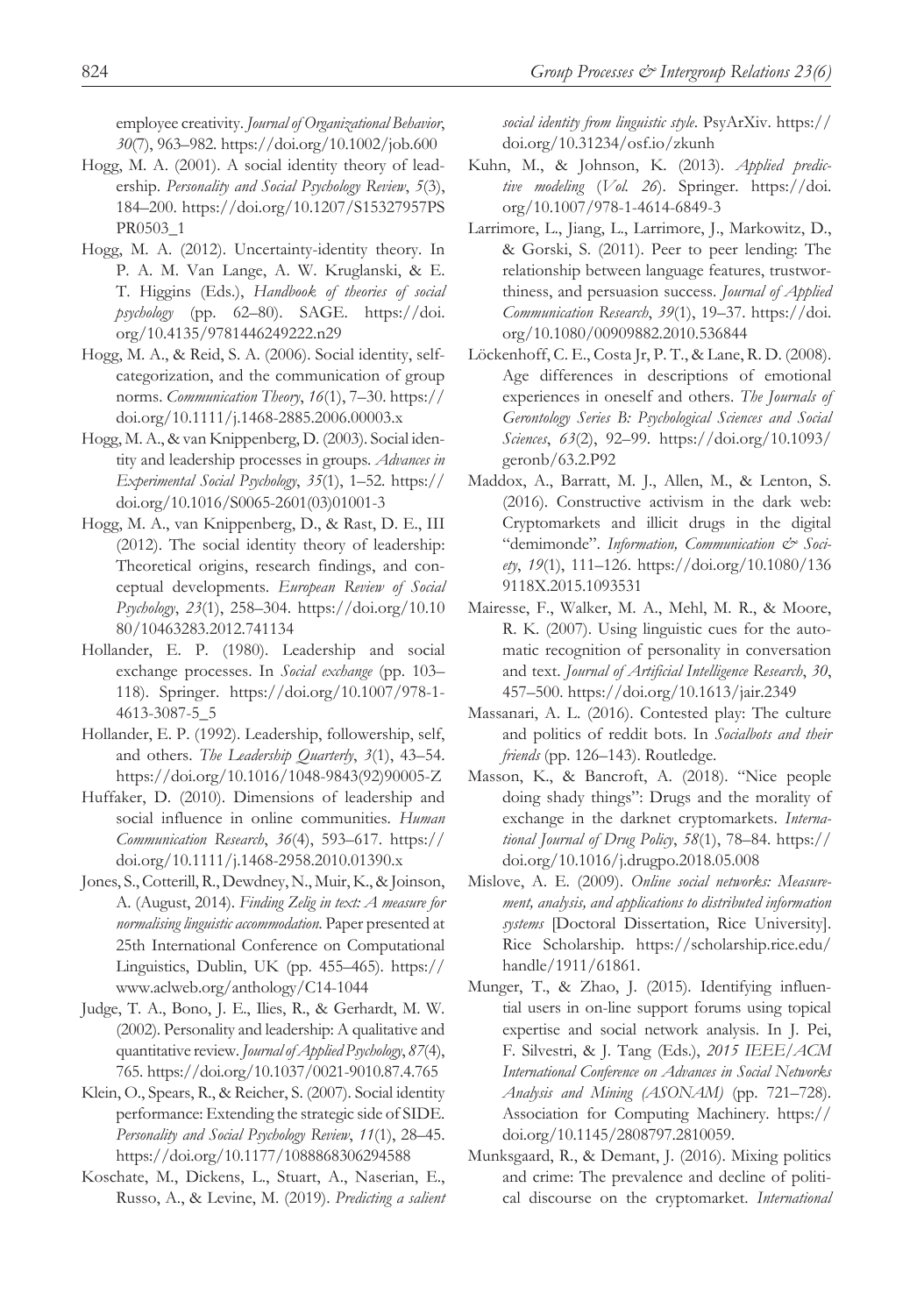employee creativity. *Journal of Organizational Behavior*, *30*(7), 963–982. https://doi.org/10.1002/job.600

Hogg, M. A. (2001). A social identity theory of leadership. *Personality and Social Psychology Review*, *5*(3), 184–200. https://doi.org/10.1207/S15327957PSPR0503_1

Hogg, M. A. (2012). Uncertainty-identity theory. In P. A. M. Van Lange, A. W. Kruglanski, & E. T. Higgins (Eds.), *Handbook of theories of social psychology* (pp. 62–80). SAGE. https://doi.org/10.4135/9781446249222.n29

Hogg, M. A., & Reid, S. A. (2006). Social identity, self-categorization, and the communication of group norms. *Communication Theory*, *16*(1), 7–30. https://doi.org/10.1111/j.1468-2885.2006.00003.x

Hogg, M. A., & van Knippenberg, D. (2003). Social identity and leadership processes in groups. *Advances in Experimental Social Psychology*, *35*(1), 1–52. https://doi.org/10.1016/S0065-2601(03)01001-3

Hogg, M. A., van Knippenberg, D., & Rast, D. E., III (2012). The social identity theory of leadership: Theoretical origins, research findings, and conceptual developments. *European Review of Social Psychology*, *23*(1), 258–304. https://doi.org/10.1080/10463283.2012.741134

Hollander, E. P. (1980). Leadership and social exchange processes. In *Social exchange* (pp. 103–118). Springer. https://doi.org/10.1007/978-1-4613-3087-5_5

Hollander, E. P. (1992). Leadership, followership, self, and others. *The Leadership Quarterly*, *3*(1), 43–54. https://doi.org/10.1016/1048-9843(92)90005-Z

Huffaker, D. (2010). Dimensions of leadership and social influence in online communities. *Human Communication Research*, *36*(4), 593–617. https://doi.org/10.1111/j.1468-2958.2010.01390.x

Jones, S., Cotterill, R., Dewdney, N., Muir, K., & Joinson, A. (August, 2014). *Finding Zelig in text: A measure for normalising linguistic accommodation*. Paper presented at 25th International Conference on Computational Linguistics, Dublin, UK (pp. 455–465). https://www.aclweb.org/anthology/C14-1044

Judge, T. A., Bono, J. E., Ilies, R., & Gerhardt, M. W. (2002). Personality and leadership: A qualitative and quantitative review. *Journal of Applied Psychology*, *87*(4), 765. https://doi.org/10.1037/0021-9010.87.4.765

Klein, O., Spears, R., & Reicher, S. (2007). Social identity performance: Extending the strategic side of SIDE. *Personality and Social Psychology Review*, *11*(1), 28–45. https://doi.org/10.1177/1088868306294588

Koschate, M., Dickens, L., Stuart, A., Naserian, E., Russo, A., & Levine, M. (2019). *Predicting a salient social identity from linguistic style*. PsyArXiv. https://doi.org/10.31234/osf.io/zkunh

Kuhn, M., & Johnson, K. (2013). *Applied predictive modeling* (*Vol. 26*). Springer. https://doi.org/10.1007/978-1-4614-6849-3

Larrimore, L., Jiang, L., Larrimore, J., Markowitz, D., & Gorski, S. (2011). Peer to peer lending: The relationship between language features, trustworthiness, and persuasion success. *Journal of Applied Communication Research*, *39*(1), 19–37. https://doi.org/10.1080/00909882.2010.536844

Löckenhoff, C. E., Costa Jr, P. T., & Lane, R. D. (2008). Age differences in descriptions of emotional experiences in oneself and others. *The Journals of Gerontology Series B: Psychological Sciences and Social Sciences*, *63*(2), 92–99. https://doi.org/10.1093/geronb/63.2.P92

Maddox, A., Barratt, M. J., Allen, M., & Lenton, S. (2016). Constructive activism in the dark web: Cryptomarkets and illicit drugs in the digital "demimonde". *Information, Communication & Society*, *19*(1), 111–126. https://doi.org/10.1080/1369118X.2015.1093531

Mairesse, F., Walker, M. A., Mehl, M. R., & Moore, R. K. (2007). Using linguistic cues for the automatic recognition of personality in conversation and text. *Journal of Artificial Intelligence Research*, *30*, 457–500. https://doi.org/10.1613/jair.2349

Massanari, A. L. (2016). Contested play: The culture and politics of reddit bots. In *Socialbots and their friends* (pp. 126–143). Routledge.

Masson, K., & Bancroft, A. (2018). "Nice people doing shady things": Drugs and the morality of exchange in the darknet cryptomarkets. *International Journal of Drug Policy*, *58*(1), 78–84. https://doi.org/10.1016/j.drugpo.2018.05.008

Mislove, A. E. (2009). *Online social networks: Measurement, analysis, and applications to distributed information systems* [Doctoral Dissertation, Rice University]. Rice Scholarship. https://scholarship.rice.edu/handle/1911/61861.

Munger, T., & Zhao, J. (2015). Identifying influential users in on-line support forums using topical expertise and social network analysis. In J. Pei, F. Silvestri, & J. Tang (Eds.), *2015 IEEE/ACM International Conference on Advances in Social Networks Analysis and Mining (ASONAM)* (pp. 721–728). Association for Computing Machinery. https://doi.org/10.1145/2808797.2810059.

Munksgaard, R., & Demant, J. (2016). Mixing politics and crime: The prevalence and decline of political discourse on the cryptomarket. *International*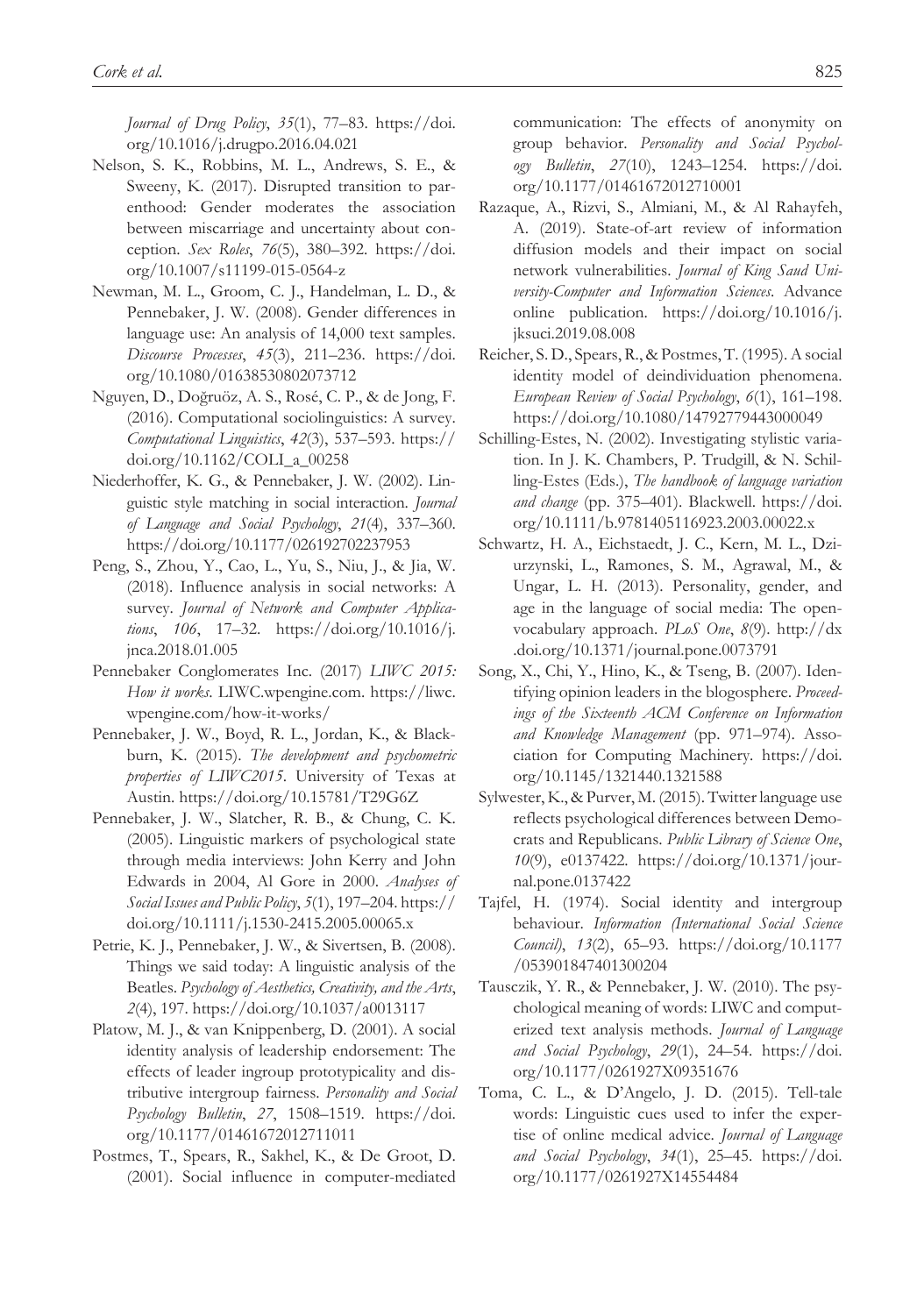*Journal of Drug Policy*, *35*(1), 77–83. https://doi.org/10.1016/j.drugpo.2016.04.021

Nelson, S. K., Robbins, M. L., Andrews, S. E., & Sweeny, K. (2017). Disrupted transition to parenthood: Gender moderates the association between miscarriage and uncertainty about conception. *Sex Roles*, *76*(5), 380–392. https://doi.org/10.1007/s11199-015-0564-z

Newman, M. L., Groom, C. J., Handelman, L. D., & Pennebaker, J. W. (2008). Gender differences in language use: An analysis of 14,000 text samples. *Discourse Processes*, *45*(3), 211–236. https://doi.org/10.1080/01638530802073712

Nguyen, D., Doğruöz, A. S., Rosé, C. P., & de Jong, F. (2016). Computational sociolinguistics: A survey. *Computational Linguistics*, *42*(3), 537–593. https://doi.org/10.1162/COLI_a_00258

Niederhoffer, K. G., & Pennebaker, J. W. (2002). Linguistic style matching in social interaction. *Journal of Language and Social Psychology*, *21*(4), 337–360. https://doi.org/10.1177/026192702237953

Peng, S., Zhou, Y., Cao, L., Yu, S., Niu, J., & Jia, W. (2018). Influence analysis in social networks: A survey. *Journal of Network and Computer Applications*, *106*, 17–32. https://doi.org/10.1016/j.jnca.2018.01.005

Pennebaker Conglomerates Inc. (2017) *LIWC 2015: How it works*. LIWC.wpengine.com. https://liwc.wpengine.com/how-it-works/

Pennebaker, J. W., Boyd, R. L., Jordan, K., & Blackburn, K. (2015). *The development and psychometric properties of LIWC2015*. University of Texas at Austin. https://doi.org/10.15781/T29G6Z

Pennebaker, J. W., Slatcher, R. B., & Chung, C. K. (2005). Linguistic markers of psychological state through media interviews: John Kerry and John Edwards in 2004, Al Gore in 2000. *Analyses of Social Issues and Public Policy*, *5*(1), 197–204. https://doi.org/10.1111/j.1530-2415.2005.00065.x

Petrie, K. J., Pennebaker, J. W., & Sivertsen, B. (2008). Things we said today: A linguistic analysis of the Beatles. *Psychology of Aesthetics, Creativity, and the Arts*, *2*(4), 197. https://doi.org/10.1037/a0013117

Platow, M. J., & van Knippenberg, D. (2001). A social identity analysis of leadership endorsement: The effects of leader ingroup prototypicality and distributive intergroup fairness. *Personality and Social Psychology Bulletin*, *27*, 1508–1519. https://doi.org/10.1177/01461672012711011

Postmes, T., Spears, R., Sakhel, K., & De Groot, D. (2001). Social influence in computer-mediated communication: The effects of anonymity on group behavior. *Personality and Social Psychology Bulletin*, *27*(10), 1243–1254. https://doi.org/10.1177/01461672012710001

Razaque, A., Rizvi, S., Almiani, M., & Al Rahayfeh, A. (2019). State-of-art review of information diffusion models and their impact on social network vulnerabilities. *Journal of King Saud University-Computer and Information Sciences*. Advance online publication. https://doi.org/10.1016/j.jksuci.2019.08.008

Reicher, S. D., Spears, R., & Postmes, T. (1995). A social identity model of deindividuation phenomena. *European Review of Social Psychology*, *6*(1), 161–198. https://doi.org/10.1080/14792779443000049

Schilling-Estes, N. (2002). Investigating stylistic variation. In J. K. Chambers, P. Trudgill, & N. Schilling-Estes (Eds.), *The handbook of language variation and change* (pp. 375–401). Blackwell. https://doi.org/10.1111/b.9781405116923.2003.00022.x

Schwartz, H. A., Eichstaedt, J. C., Kern, M. L., Dziurzynski, L., Ramones, S. M., Agrawal, M., & Ungar, L. H. (2013). Personality, gender, and age in the language of social media: The open-vocabulary approach. *PLoS One*, *8*(9). http://dx.doi.org/10.1371/journal.pone.0073791

Song, X., Chi, Y., Hino, K., & Tseng, B. (2007). Identifying opinion leaders in the blogosphere. *Proceedings of the Sixteenth ACM Conference on Information and Knowledge Management* (pp. 971–974). Association for Computing Machinery. https://doi.org/10.1145/1321440.1321588

Sylwester, K., & Purver, M. (2015). Twitter language use reflects psychological differences between Democrats and Republicans. *Public Library of Science One*, *10*(9), e0137422. https://doi.org/10.1371/journal.pone.0137422

Tajfel, H. (1974). Social identity and intergroup behaviour. *Information (International Social Science Council)*, *13*(2), 65–93. https://doi.org/10.1177/053901847401300204

Tausczik, Y. R., & Pennebaker, J. W. (2010). The psychological meaning of words: LIWC and computerized text analysis methods. *Journal of Language and Social Psychology*, *29*(1), 24–54. https://doi.org/10.1177/0261927X09351676

Toma, C. L., & D'Angelo, J. D. (2015). Tell-tale words: Linguistic cues used to infer the expertise of online medical advice. *Journal of Language and Social Psychology*, *34*(1), 25–45. https://doi.org/10.1177/0261927X14554484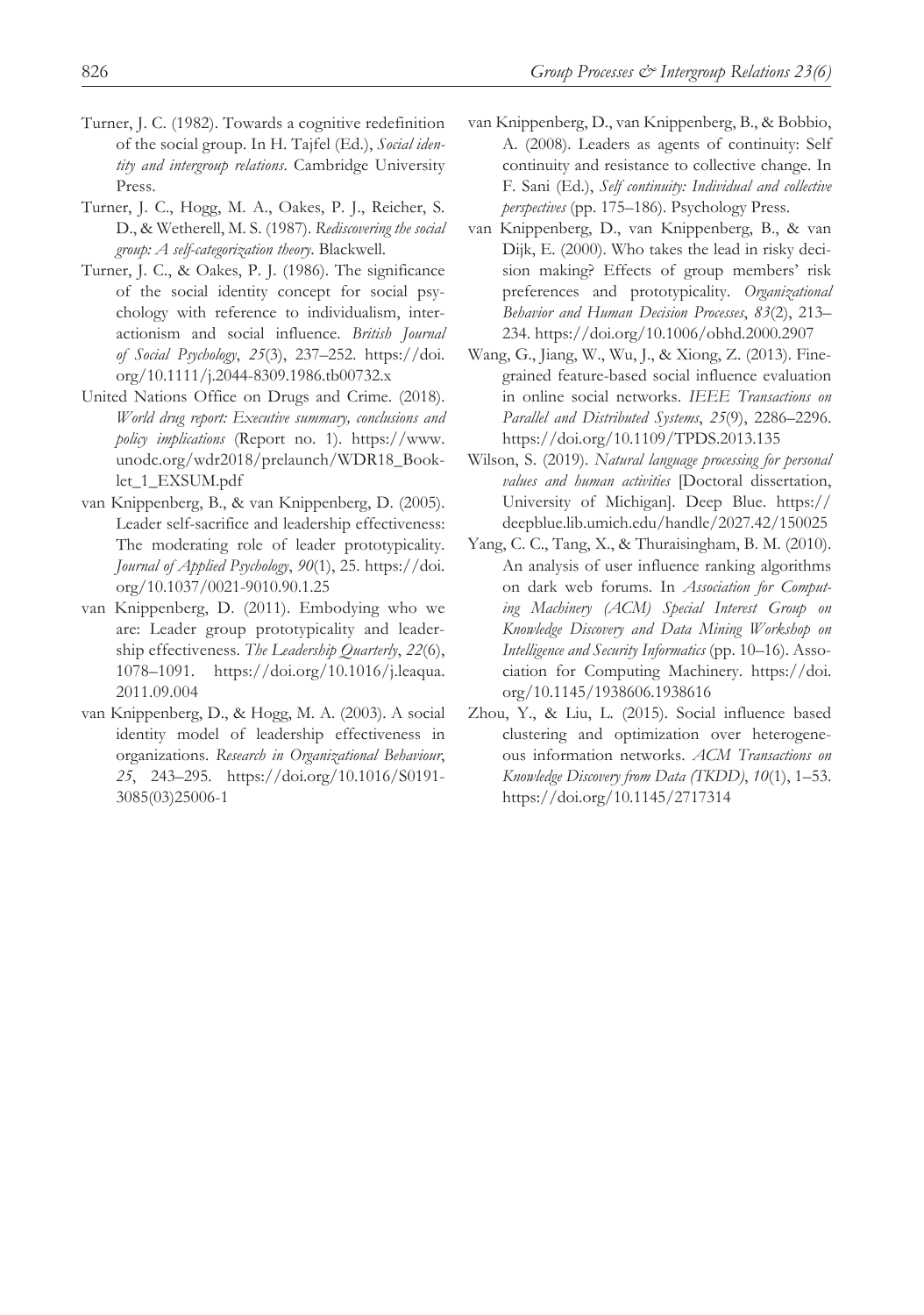Turner, J. C. (1982). Towards a cognitive redefinition of the social group. In H. Tajfel (Ed.), *Social identity and intergroup relations*. Cambridge University Press.

Turner, J. C., Hogg, M. A., Oakes, P. J., Reicher, S. D., & Wetherell, M. S. (1987). *Rediscovering the social group: A self-categorization theory*. Blackwell.

Turner, J. C., & Oakes, P. J. (1986). The significance of the social identity concept for social psychology with reference to individualism, interactionism and social influence. *British Journal of Social Psychology*, *25*(3), 237–252. https://doi.org/10.1111/j.2044-8309.1986.tb00732.x

United Nations Office on Drugs and Crime. (2018). *World drug report: Executive summary, conclusions and policy implications* (Report no. 1). https://www.unodc.org/wdr2018/prelaunch/WDR18_Booklet_1_EXSUM.pdf

van Knippenberg, B., & van Knippenberg, D. (2005). Leader self-sacrifice and leadership effectiveness: The moderating role of leader prototypicality. *Journal of Applied Psychology*, *90*(1), 25. https://doi.org/10.1037/0021-9010.90.1.25

van Knippenberg, D. (2011). Embodying who we are: Leader group prototypicality and leadership effectiveness. *The Leadership Quarterly*, *22*(6), 1078–1091. https://doi.org/10.1016/j.leaqua.2011.09.004

van Knippenberg, D., & Hogg, M. A. (2003). A social identity model of leadership effectiveness in organizations. *Research in Organizational Behaviour*, *25*, 243–295. https://doi.org/10.1016/S0191-3085(03)25006-1

van Knippenberg, D., van Knippenberg, B., & Bobbio, A. (2008). Leaders as agents of continuity: Self continuity and resistance to collective change. In F. Sani (Ed.), *Self continuity: Individual and collective perspectives* (pp. 175–186). Psychology Press.

van Knippenberg, D., van Knippenberg, B., & van Dijk, E. (2000). Who takes the lead in risky decision making? Effects of group members' risk preferences and prototypicality. *Organizational Behavior and Human Decision Processes*, *83*(2), 213–234. https://doi.org/10.1006/obhd.2000.2907

Wang, G., Jiang, W., Wu, J., & Xiong, Z. (2013). Fine-grained feature-based social influence evaluation in online social networks. *IEEE Transactions on Parallel and Distributed Systems*, *25*(9), 2286–2296. https://doi.org/10.1109/TPDS.2013.135

Wilson, S. (2019). *Natural language processing for personal values and human activities* [Doctoral dissertation, University of Michigan]. Deep Blue. https://deepblue.lib.umich.edu/handle/2027.42/150025

Yang, C. C., Tang, X., & Thuraisingham, B. M. (2010). An analysis of user influence ranking algorithms on dark web forums. In *Association for Computing Machinery (ACM) Special Interest Group on Knowledge Discovery and Data Mining Workshop on Intelligence and Security Informatics* (pp. 10–16). Association for Computing Machinery. https://doi.org/10.1145/1938606.1938616

Zhou, Y., & Liu, L. (2015). Social influence based clustering and optimization over heterogeneous information networks. *ACM Transactions on Knowledge Discovery from Data (TKDD)*, *10*(1), 1–53. https://doi.org/10.1145/2717314